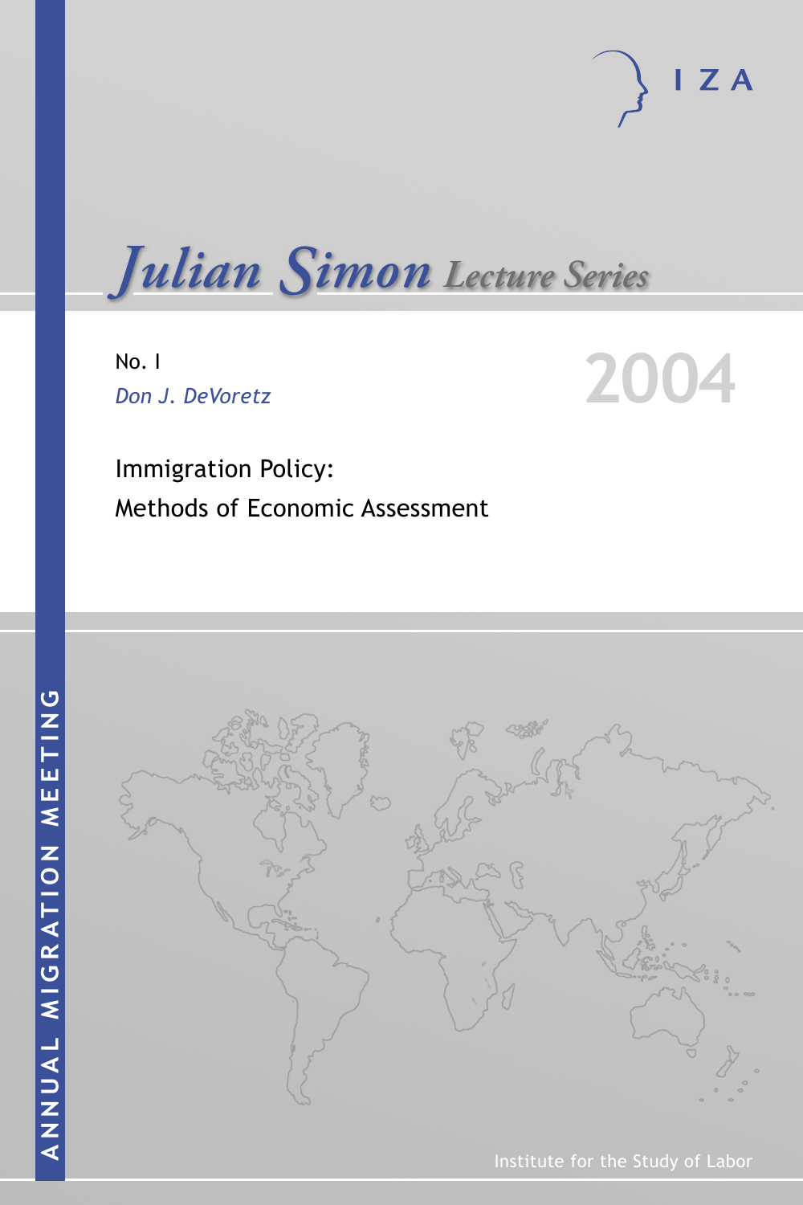IZA

# *Julian Simon* Lecture Series

No. I

*Don J. DeVoretz*

2004

## Immigration Policy: Methods of Economic Assessment

ANNUAL MIGRATION MEETING

Institute for the Study of Labor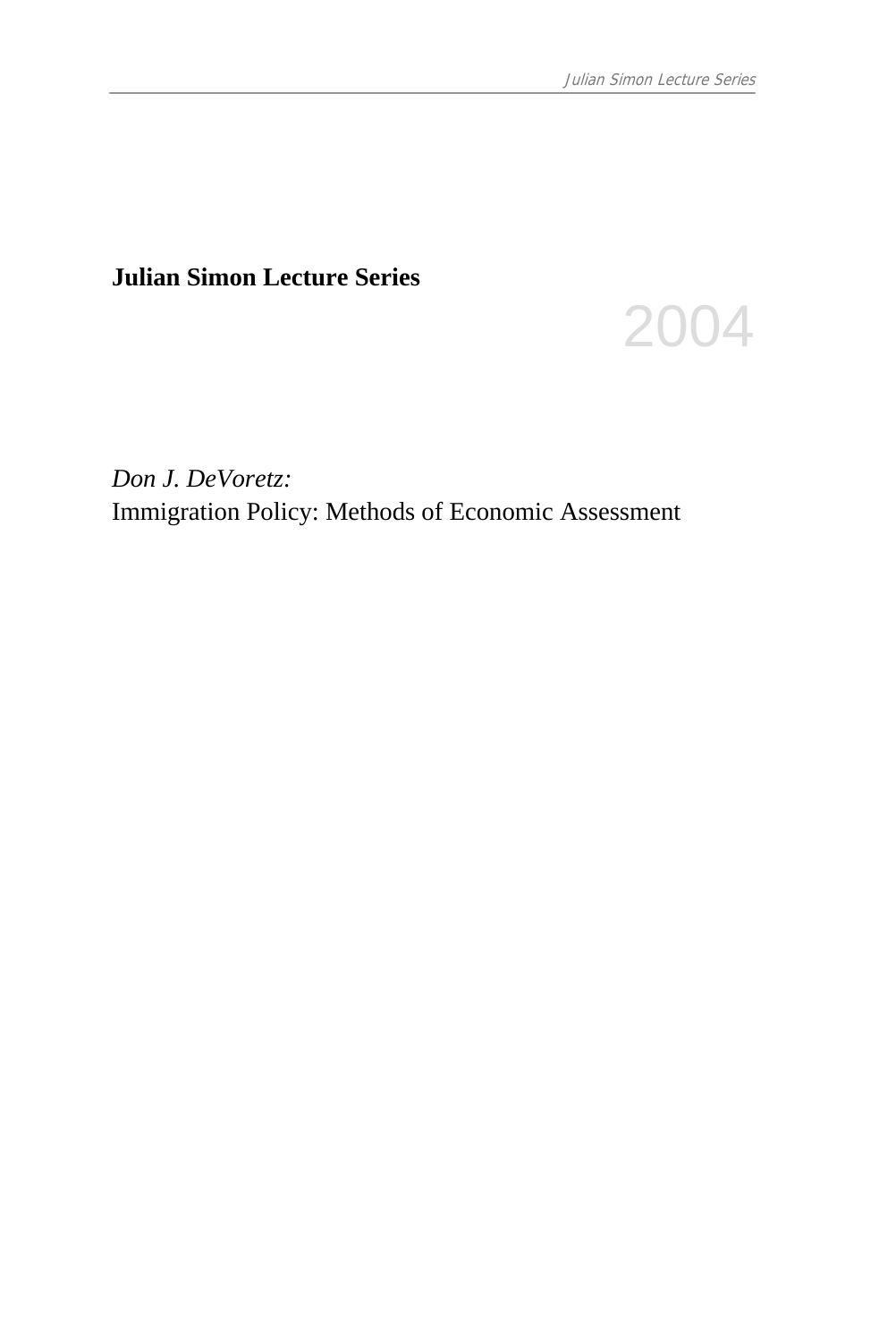**Julian Simon Lecture Series**

2004

*Don J. DeVoretz:*
Immigration Policy: Methods of Economic Assessment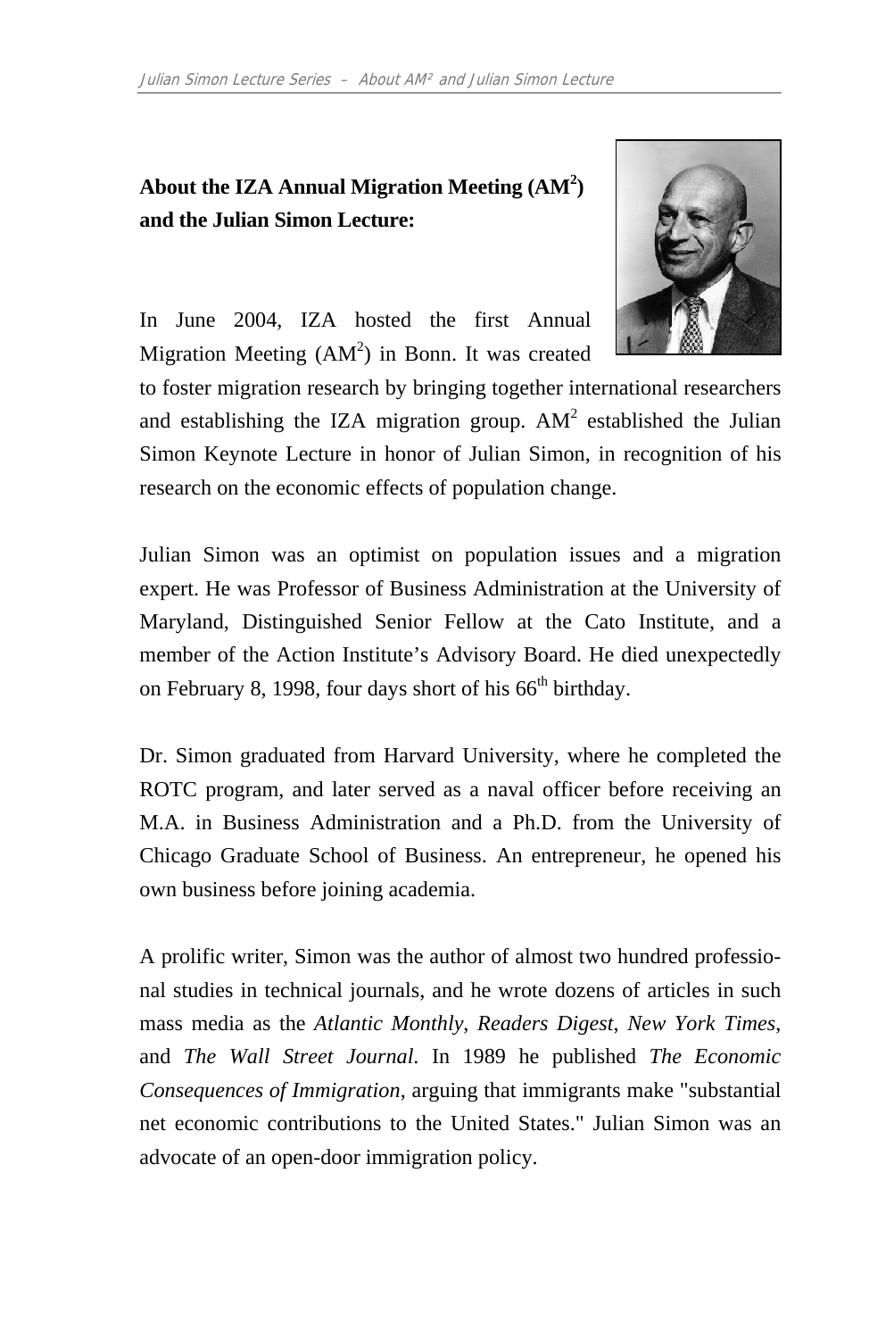## About the IZA Annual Migration Meeting (AM$^2$) and the Julian Simon Lecture:

In June 2004, IZA hosted the first Annual Migration Meeting (AM$^2$) in Bonn. It was created to foster migration research by bringing together international researchers and establishing the IZA migration group. AM$^2$ established the Julian Simon Keynote Lecture in honor of Julian Simon, in recognition of his research on the economic effects of population change.

Julian Simon was an optimist on population issues and a migration expert. He was Professor of Business Administration at the University of Maryland, Distinguished Senior Fellow at the Cato Institute, and a member of the Action Institute's Advisory Board. He died unexpectedly on February 8, 1998, four days short of his 66th birthday.

Dr. Simon graduated from Harvard University, where he completed the ROTC program, and later served as a naval officer before receiving an M.A. in Business Administration and a Ph.D. from the University of Chicago Graduate School of Business. An entrepreneur, he opened his own business before joining academia.

A prolific writer, Simon was the author of almost two hundred professional studies in technical journals, and he wrote dozens of articles in such mass media as the *Atlantic Monthly*, *Readers Digest*, *New York Times*, and *The Wall Street Journal*. In 1989 he published *The Economic Consequences of Immigration*, arguing that immigrants make "substantial net economic contributions to the United States." Julian Simon was an advocate of an open-door immigration policy.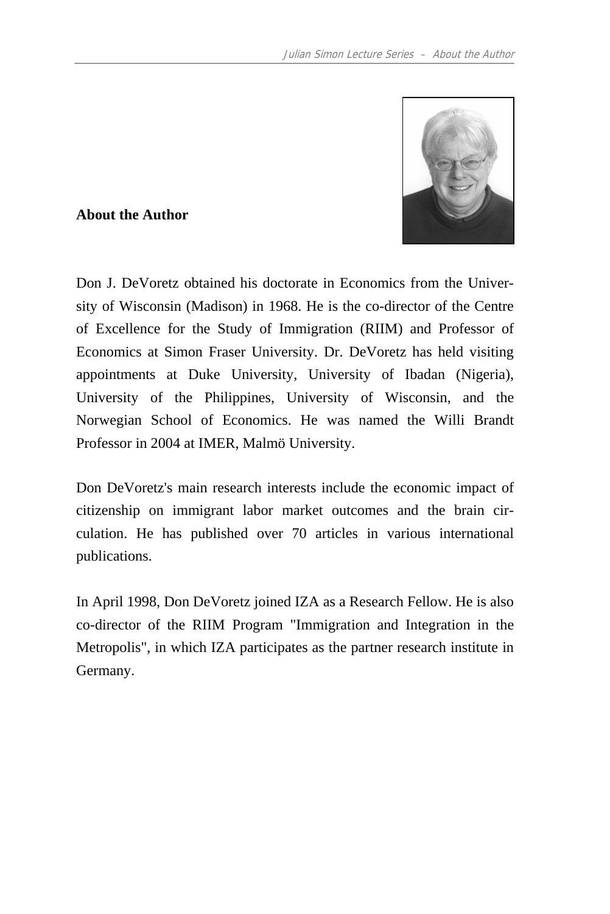## About the Author

Don J. DeVoretz obtained his doctorate in Economics from the University of Wisconsin (Madison) in 1968. He is the co-director of the Centre of Excellence for the Study of Immigration (RIIM) and Professor of Economics at Simon Fraser University. Dr. DeVoretz has held visiting appointments at Duke University, University of Ibadan (Nigeria), University of the Philippines, University of Wisconsin, and the Norwegian School of Economics. He was named the Willi Brandt Professor in 2004 at IMER, Malmö University.

Don DeVoretz's main research interests include the economic impact of citizenship on immigrant labor market outcomes and the brain circulation. He has published over 70 articles in various international publications.

In April 1998, Don DeVoretz joined IZA as a Research Fellow. He is also co-director of the RIIM Program "Immigration and Integration in the Metropolis", in which IZA participates as the partner research institute in Germany.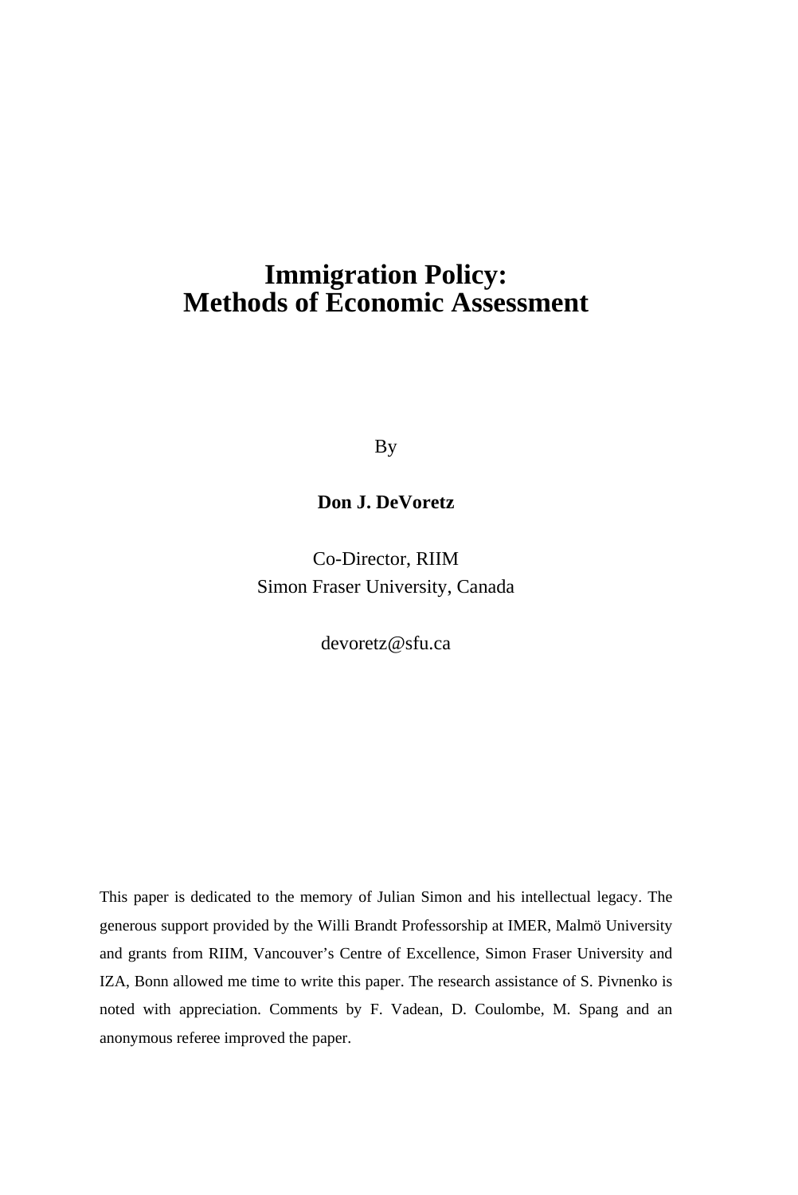# Immigration Policy:
# Methods of Economic Assessment

By

**Don J. DeVoretz**

Co-Director, RIIM
Simon Fraser University, Canada

devoretz@sfu.ca

This paper is dedicated to the memory of Julian Simon and his intellectual legacy. The generous support provided by the Willi Brandt Professorship at IMER, Malmö University and grants from RIIM, Vancouver's Centre of Excellence, Simon Fraser University and IZA, Bonn allowed me time to write this paper. The research assistance of S. Pivnenko is noted with appreciation. Comments by F. Vadean, D. Coulombe, M. Spang and an anonymous referee improved the paper.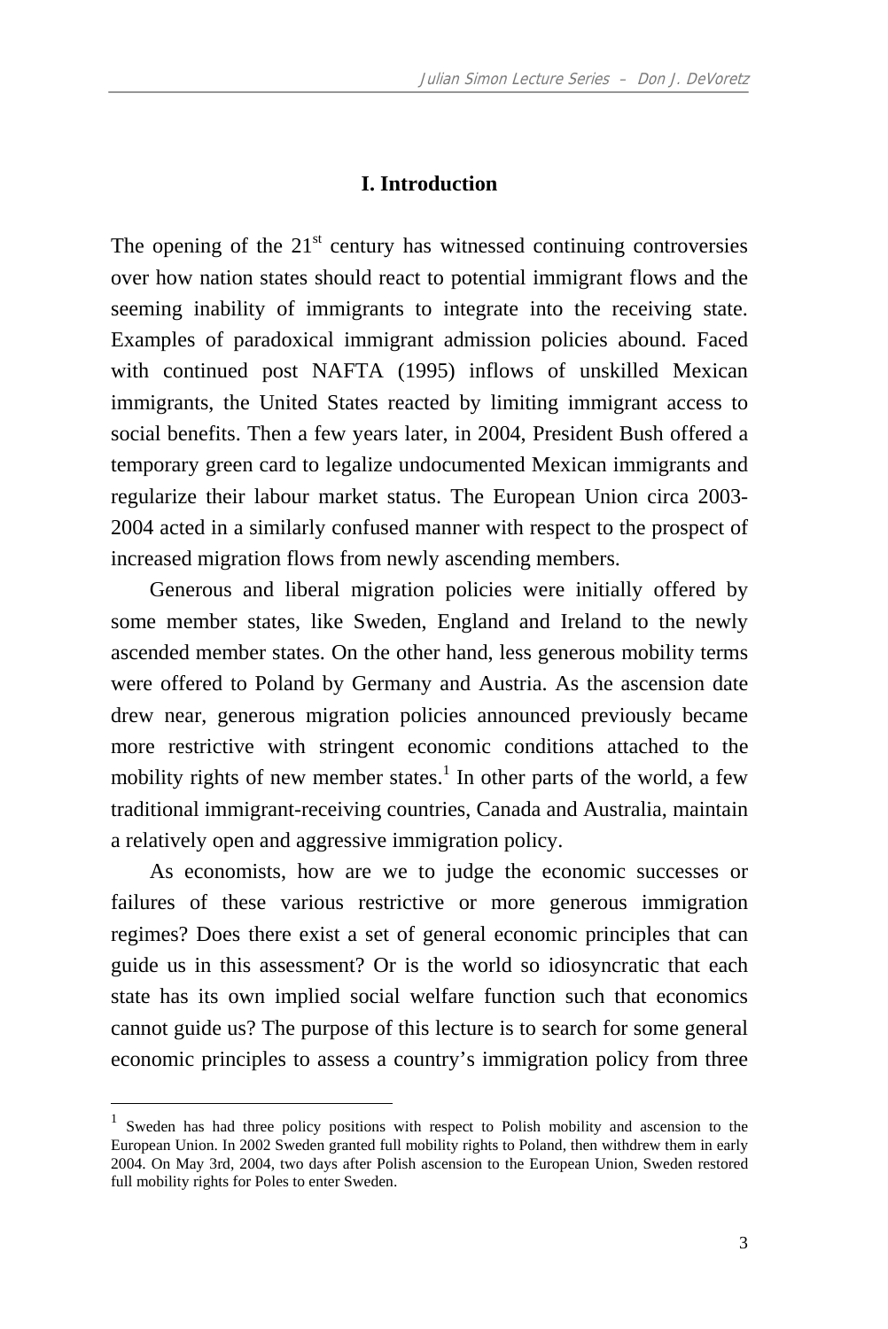## I. Introduction

The opening of the 21st century has witnessed continuing controversies over how nation states should react to potential immigrant flows and the seeming inability of immigrants to integrate into the receiving state. Examples of paradoxical immigrant admission policies abound. Faced with continued post NAFTA (1995) inflows of unskilled Mexican immigrants, the United States reacted by limiting immigrant access to social benefits. Then a few years later, in 2004, President Bush offered a temporary green card to legalize undocumented Mexican immigrants and regularize their labour market status. The European Union circa 2003-2004 acted in a similarly confused manner with respect to the prospect of increased migration flows from newly ascending members.

Generous and liberal migration policies were initially offered by some member states, like Sweden, England and Ireland to the newly ascended member states. On the other hand, less generous mobility terms were offered to Poland by Germany and Austria. As the ascension date drew near, generous migration policies announced previously became more restrictive with stringent economic conditions attached to the mobility rights of new member states.[1] In other parts of the world, a few traditional immigrant-receiving countries, Canada and Australia, maintain a relatively open and aggressive immigration policy.

As economists, how are we to judge the economic successes or failures of these various restrictive or more generous immigration regimes? Does there exist a set of general economic principles that can guide us in this assessment? Or is the world so idiosyncratic that each state has its own implied social welfare function such that economics cannot guide us? The purpose of this lecture is to search for some general economic principles to assess a country's immigration policy from three

---

[1] Sweden has had three policy positions with respect to Polish mobility and ascension to the European Union. In 2002 Sweden granted full mobility rights to Poland, then withdrew them in early 2004. On May 3rd, 2004, two days after Polish ascension to the European Union, Sweden restored full mobility rights for Poles to enter Sweden.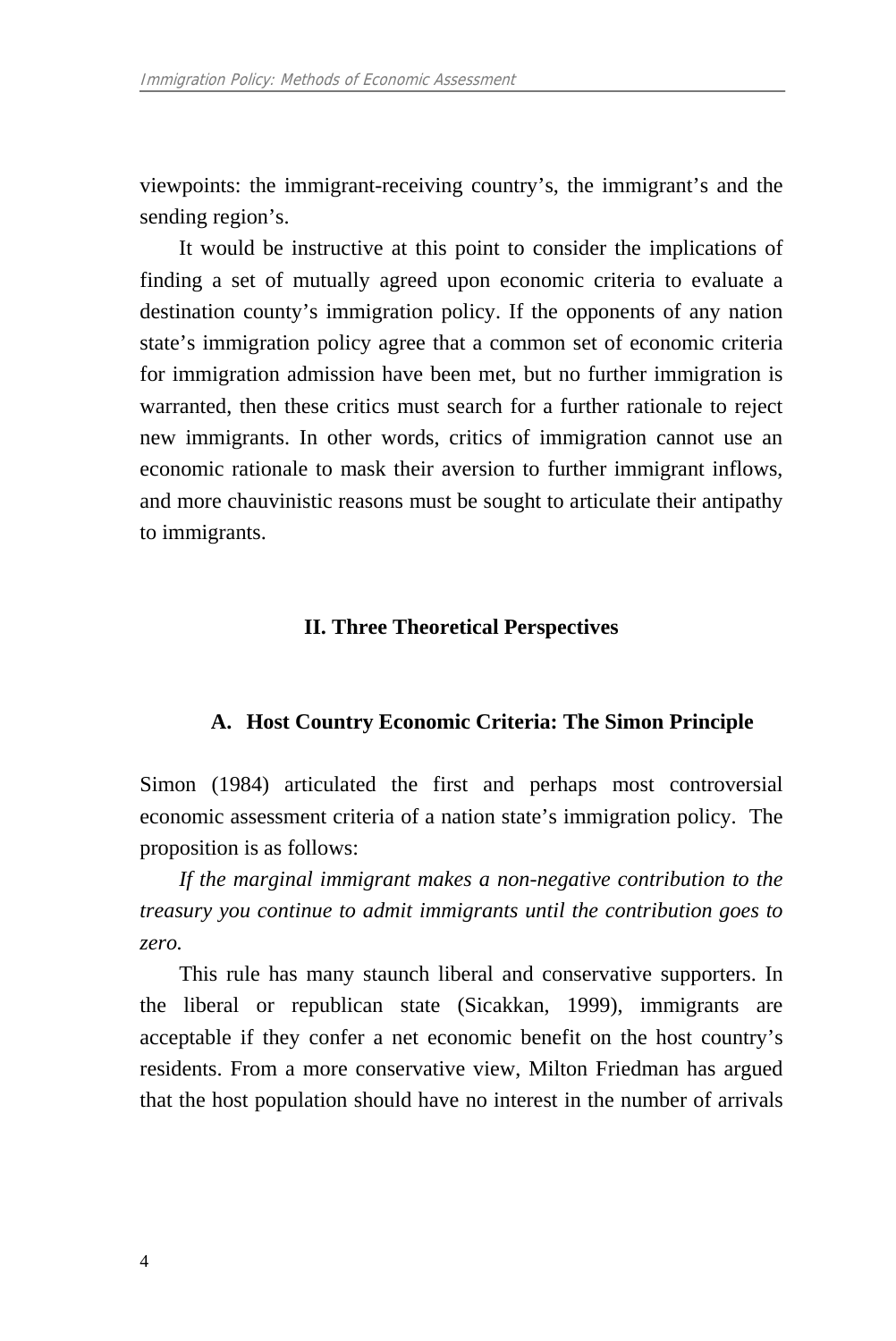viewpoints: the immigrant-receiving country's, the immigrant's and the sending region's.

It would be instructive at this point to consider the implications of finding a set of mutually agreed upon economic criteria to evaluate a destination county's immigration policy. If the opponents of any nation state's immigration policy agree that a common set of economic criteria for immigration admission have been met, but no further immigration is warranted, then these critics must search for a further rationale to reject new immigrants. In other words, critics of immigration cannot use an economic rationale to mask their aversion to further immigrant inflows, and more chauvinistic reasons must be sought to articulate their antipathy to immigrants.

## II. Three Theoretical Perspectives

### A. Host Country Economic Criteria: The Simon Principle

Simon (1984) articulated the first and perhaps most controversial economic assessment criteria of a nation state's immigration policy. The proposition is as follows:

*If the marginal immigrant makes a non-negative contribution to the treasury you continue to admit immigrants until the contribution goes to zero.*

This rule has many staunch liberal and conservative supporters. In the liberal or republican state (Sicakkan, 1999), immigrants are acceptable if they confer a net economic benefit on the host country's residents. From a more conservative view, Milton Friedman has argued that the host population should have no interest in the number of arrivals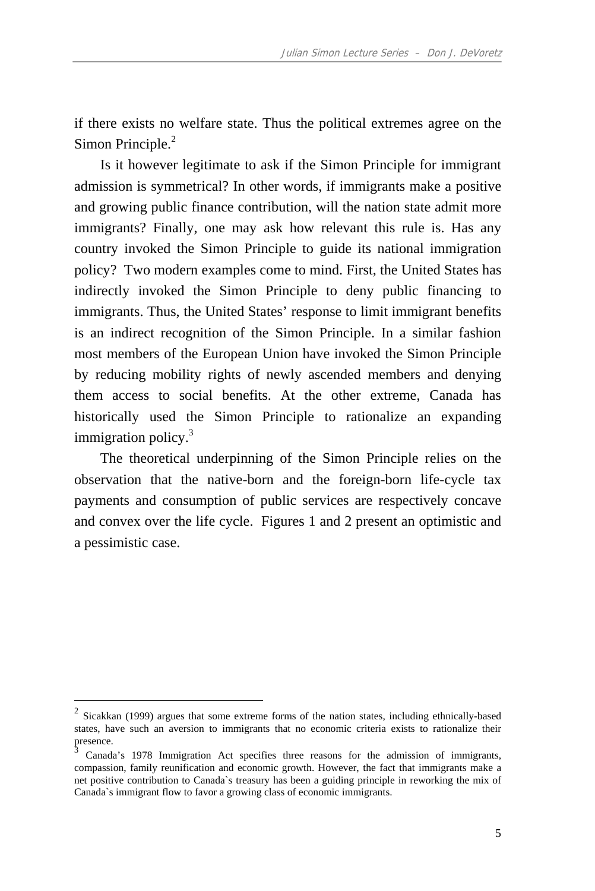if there exists no welfare state. Thus the political extremes agree on the Simon Principle.[2]

Is it however legitimate to ask if the Simon Principle for immigrant admission is symmetrical? In other words, if immigrants make a positive and growing public finance contribution, will the nation state admit more immigrants? Finally, one may ask how relevant this rule is. Has any country invoked the Simon Principle to guide its national immigration policy? Two modern examples come to mind. First, the United States has indirectly invoked the Simon Principle to deny public financing to immigrants. Thus, the United States' response to limit immigrant benefits is an indirect recognition of the Simon Principle. In a similar fashion most members of the European Union have invoked the Simon Principle by reducing mobility rights of newly ascended members and denying them access to social benefits. At the other extreme, Canada has historically used the Simon Principle to rationalize an expanding immigration policy.[3]

The theoretical underpinning of the Simon Principle relies on the observation that the native-born and the foreign-born life-cycle tax payments and consumption of public services are respectively concave and convex over the life cycle. Figures 1 and 2 present an optimistic and a pessimistic case.

---

[2] Sicakkan (1999) argues that some extreme forms of the nation states, including ethnically-based states, have such an aversion to immigrants that no economic criteria exists to rationalize their presence.

[3] Canada's 1978 Immigration Act specifies three reasons for the admission of immigrants, compassion, family reunification and economic growth. However, the fact that immigrants make a net positive contribution to Canada`s treasury has been a guiding principle in reworking the mix of Canada`s immigrant flow to favor a growing class of economic immigrants.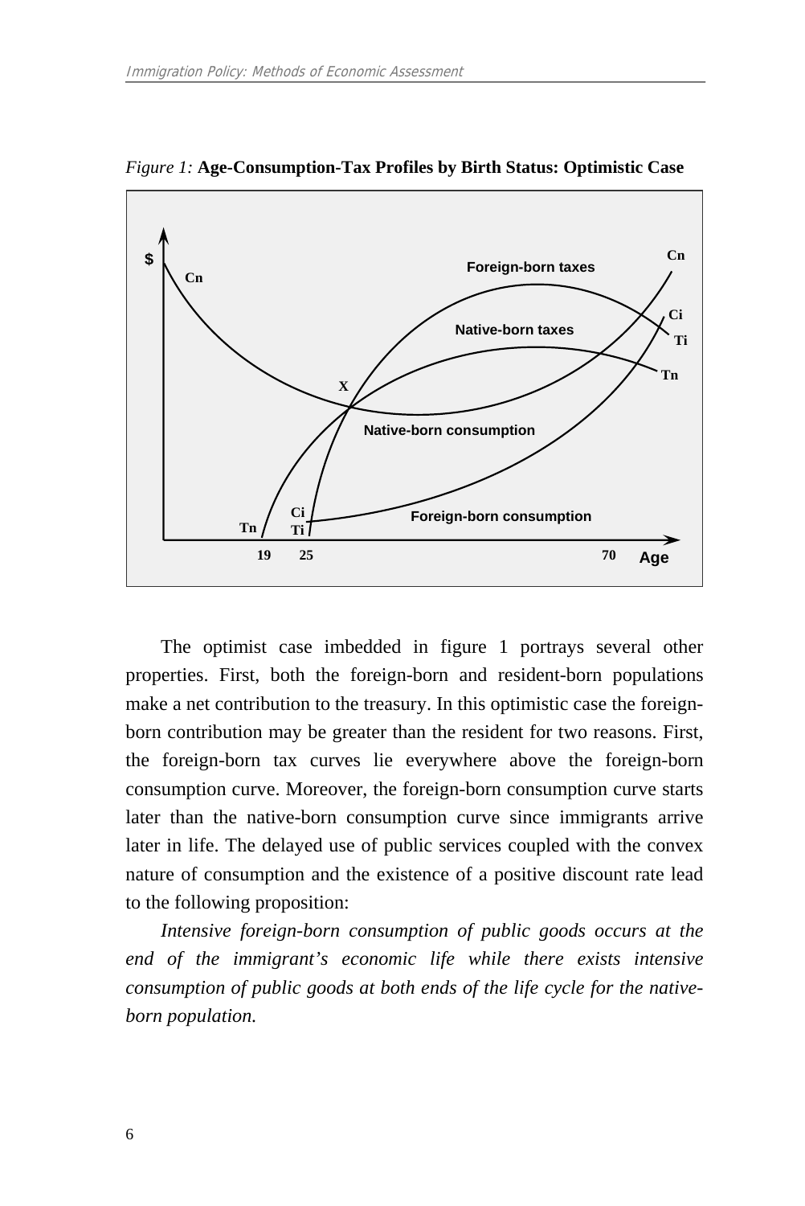*Figure 1:* **Age-Consumption-Tax Profiles by Birth Status: Optimistic Case**

The optimist case imbedded in figure 1 portrays several other properties. First, both the foreign-born and resident-born populations make a net contribution to the treasury. In this optimistic case the foreign-born contribution may be greater than the resident for two reasons. First, the foreign-born tax curves lie everywhere above the foreign-born consumption curve. Moreover, the foreign-born consumption curve starts later than the native-born consumption curve since immigrants arrive later in life. The delayed use of public services coupled with the convex nature of consumption and the existence of a positive discount rate lead to the following proposition:

*Intensive foreign-born consumption of public goods occurs at the end of the immigrant's economic life while there exists intensive consumption of public goods at both ends of the life cycle for the native-born population.*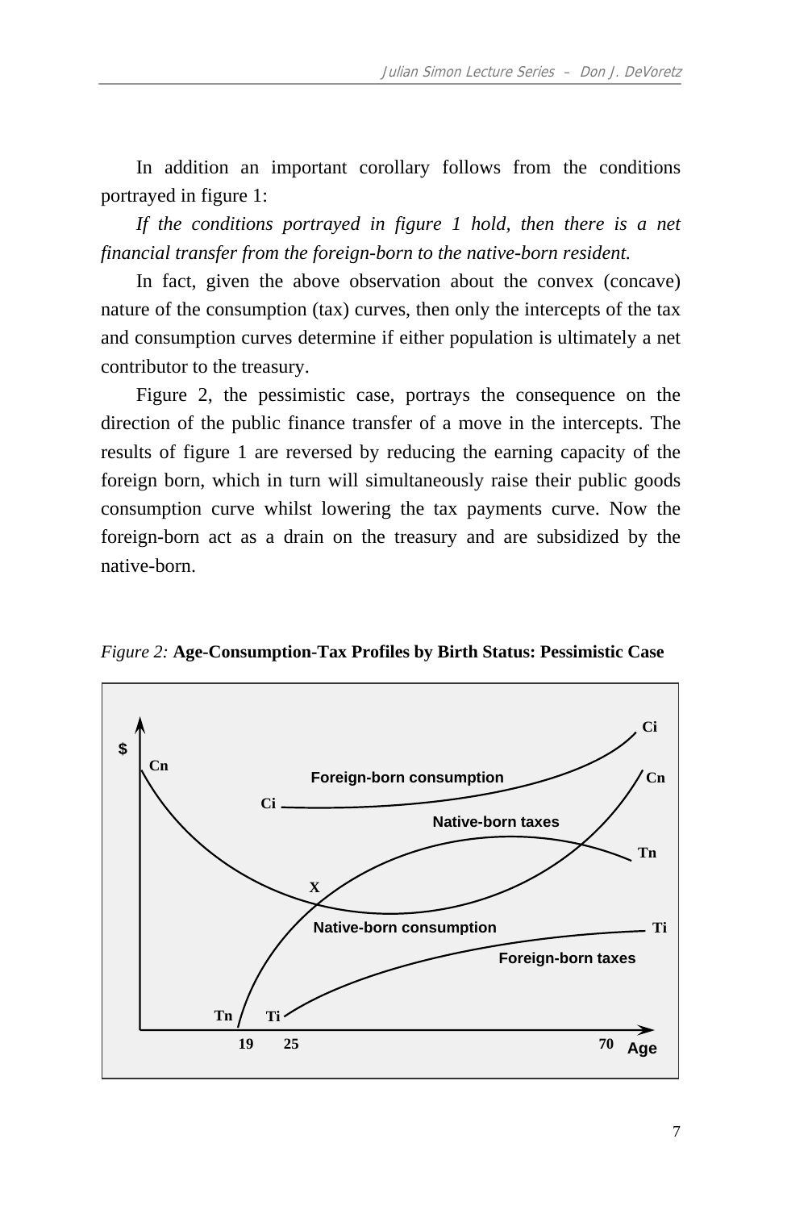In addition an important corollary follows from the conditions portrayed in figure 1:

*If the conditions portrayed in figure 1 hold, then there is a net financial transfer from the foreign-born to the native-born resident.*

In fact, given the above observation about the convex (concave) nature of the consumption (tax) curves, then only the intercepts of the tax and consumption curves determine if either population is ultimately a net contributor to the treasury.

Figure 2, the pessimistic case, portrays the consequence on the direction of the public finance transfer of a move in the intercepts. The results of figure 1 are reversed by reducing the earning capacity of the foreign born, which in turn will simultaneously raise their public goods consumption curve whilst lowering the tax payments curve. Now the foreign-born act as a drain on the treasury and are subsidized by the native-born.

*Figure 2:* **Age-Consumption-Tax Profiles by Birth Status: Pessimistic Case**

$ | Cn | Foreign-born consumption | Ci | Cn | Ci | Native-born taxes | Tn | X | Native-born consumption | Ti | Foreign-born taxes | Tn | Ti | 19 | 25 | 70 | Age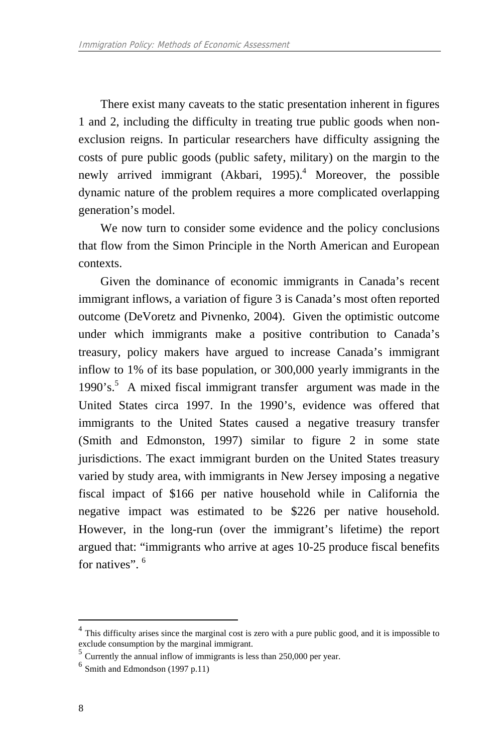There exist many caveats to the static presentation inherent in figures 1 and 2, including the difficulty in treating true public goods when non-exclusion reigns. In particular researchers have difficulty assigning the costs of pure public goods (public safety, military) on the margin to the newly arrived immigrant (Akbari, 1995).[4] Moreover, the possible dynamic nature of the problem requires a more complicated overlapping generation's model.

We now turn to consider some evidence and the policy conclusions that flow from the Simon Principle in the North American and European contexts.

Given the dominance of economic immigrants in Canada's recent immigrant inflows, a variation of figure 3 is Canada's most often reported outcome (DeVoretz and Pivnenko, 2004). Given the optimistic outcome under which immigrants make a positive contribution to Canada's treasury, policy makers have argued to increase Canada's immigrant inflow to 1% of its base population, or 300,000 yearly immigrants in the 1990's.[5] A mixed fiscal immigrant transfer argument was made in the United States circa 1997. In the 1990's, evidence was offered that immigrants to the United States caused a negative treasury transfer (Smith and Edmonston, 1997) similar to figure 2 in some state jurisdictions. The exact immigrant burden on the United States treasury varied by study area, with immigrants in New Jersey imposing a negative fiscal impact of $166 per native household while in California the negative impact was estimated to be $226 per native household. However, in the long-run (over the immigrant's lifetime) the report argued that: "immigrants who arrive at ages 10-25 produce fiscal benefits for natives".[6]

---

[4] This difficulty arises since the marginal cost is zero with a pure public good, and it is impossible to exclude consumption by the marginal immigrant.

[5] Currently the annual inflow of immigrants is less than 250,000 per year.

[6] Smith and Edmondson (1997 p.11)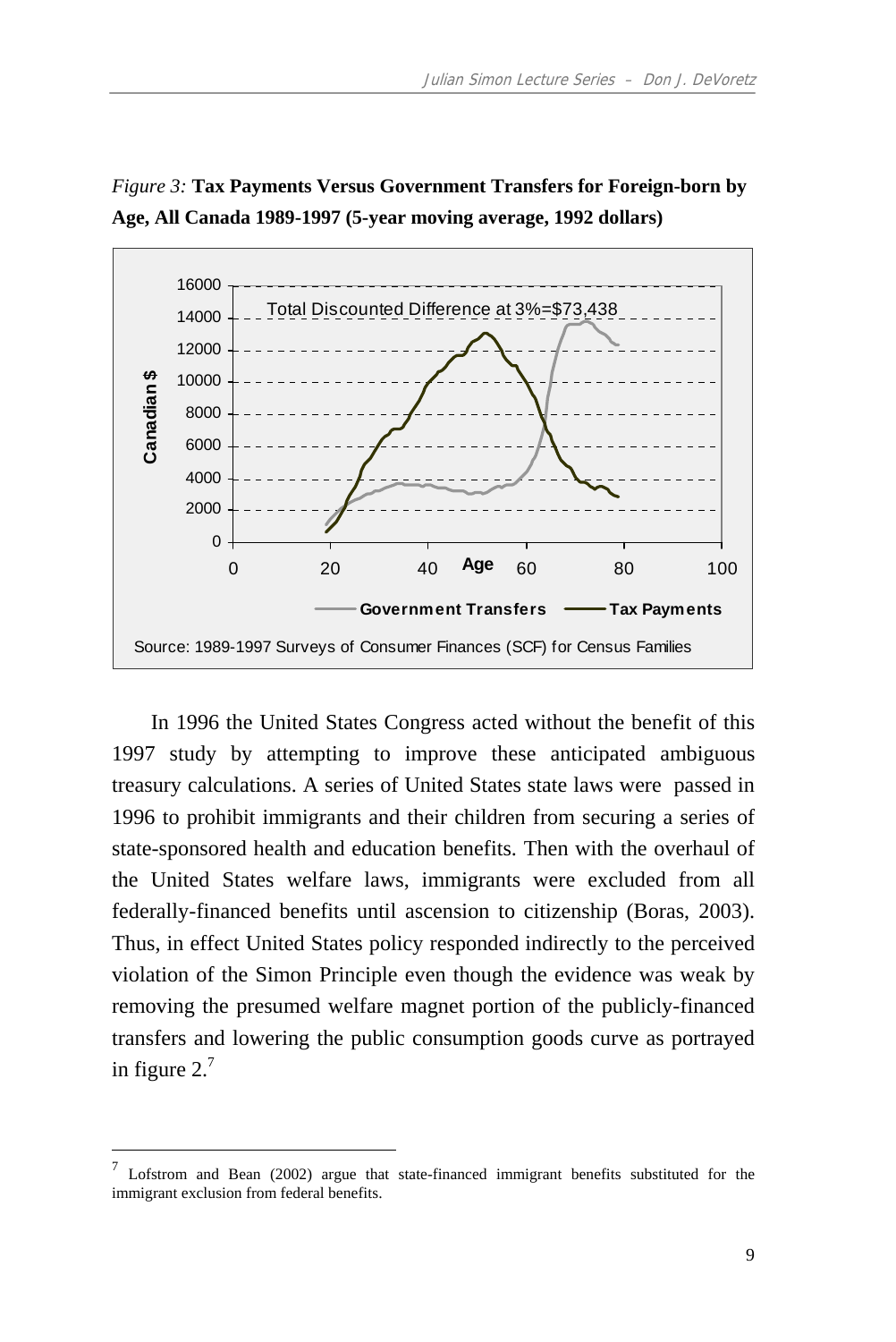*Figure 3:* **Tax Payments Versus Government Transfers for Foreign-born by Age, All Canada 1989-1997 (5-year moving average, 1992 dollars)**

Source: 1989-1997 Surveys of Consumer Finances (SCF) for Census Families

In 1996 the United States Congress acted without the benefit of this 1997 study by attempting to improve these anticipated ambiguous treasury calculations. A series of United States state laws were passed in 1996 to prohibit immigrants and their children from securing a series of state-sponsored health and education benefits. Then with the overhaul of the United States welfare laws, immigrants were excluded from all federally-financed benefits until ascension to citizenship (Boras, 2003). Thus, in effect United States policy responded indirectly to the perceived violation of the Simon Principle even though the evidence was weak by removing the presumed welfare magnet portion of the publicly-financed transfers and lowering the public consumption goods curve as portrayed in figure 2.[7]

[7] Lofstrom and Bean (2002) argue that state-financed immigrant benefits substituted for the immigrant exclusion from federal benefits.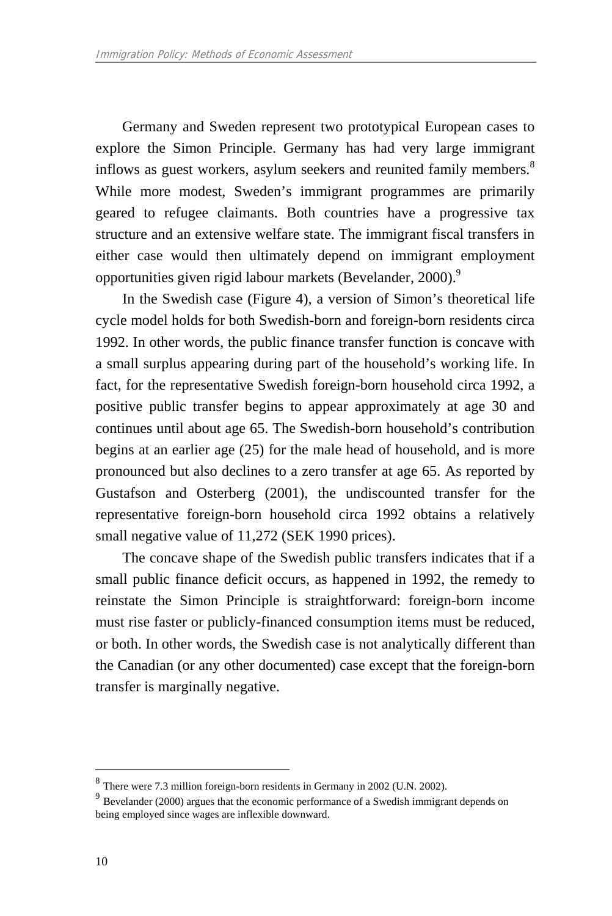Germany and Sweden represent two prototypical European cases to explore the Simon Principle. Germany has had very large immigrant inflows as guest workers, asylum seekers and reunited family members.[8] While more modest, Sweden's immigrant programmes are primarily geared to refugee claimants. Both countries have a progressive tax structure and an extensive welfare state. The immigrant fiscal transfers in either case would then ultimately depend on immigrant employment opportunities given rigid labour markets (Bevelander, 2000).[9]

In the Swedish case (Figure 4), a version of Simon's theoretical life cycle model holds for both Swedish-born and foreign-born residents circa 1992. In other words, the public finance transfer function is concave with a small surplus appearing during part of the household's working life. In fact, for the representative Swedish foreign-born household circa 1992, a positive public transfer begins to appear approximately at age 30 and continues until about age 65. The Swedish-born household's contribution begins at an earlier age (25) for the male head of household, and is more pronounced but also declines to a zero transfer at age 65. As reported by Gustafson and Osterberg (2001), the undiscounted transfer for the representative foreign-born household circa 1992 obtains a relatively small negative value of 11,272 (SEK 1990 prices).

The concave shape of the Swedish public transfers indicates that if a small public finance deficit occurs, as happened in 1992, the remedy to reinstate the Simon Principle is straightforward: foreign-born income must rise faster or publicly-financed consumption items must be reduced, or both. In other words, the Swedish case is not analytically different than the Canadian (or any other documented) case except that the foreign-born transfer is marginally negative.

---

[8] There were 7.3 million foreign-born residents in Germany in 2002 (U.N. 2002).

[9] Bevelander (2000) argues that the economic performance of a Swedish immigrant depends on being employed since wages are inflexible downward.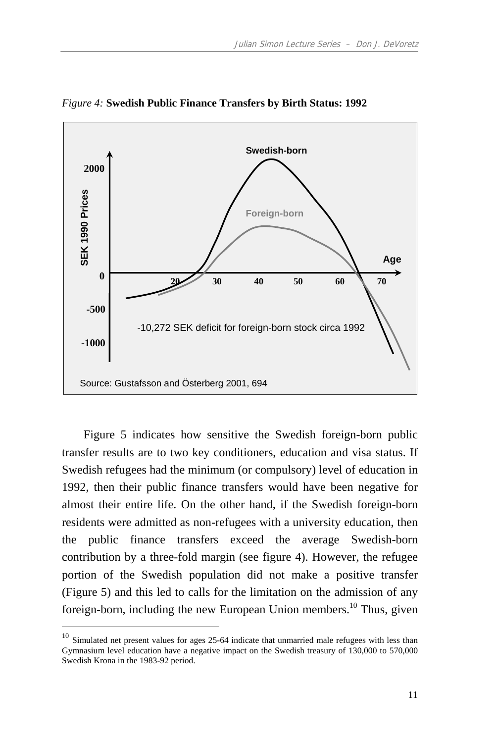*Figure 4:* **Swedish Public Finance Transfers by Birth Status: 1992**

Figure 5 indicates how sensitive the Swedish foreign-born public transfer results are to two key conditioners, education and visa status. If Swedish refugees had the minimum (or compulsory) level of education in 1992, then their public finance transfers would have been negative for almost their entire life. On the other hand, if the Swedish foreign-born residents were admitted as non-refugees with a university education, then the public finance transfers exceed the average Swedish-born contribution by a three-fold margin (see figure 4). However, the refugee portion of the Swedish population did not make a positive transfer (Figure 5) and this led to calls for the limitation on the admission of any foreign-born, including the new European Union members.[10] Thus, given

[10] Simulated net present values for ages 25-64 indicate that unmarried male refugees with less than Gymnasium level education have a negative impact on the Swedish treasury of 130,000 to 570,000 Swedish Krona in the 1983-92 period.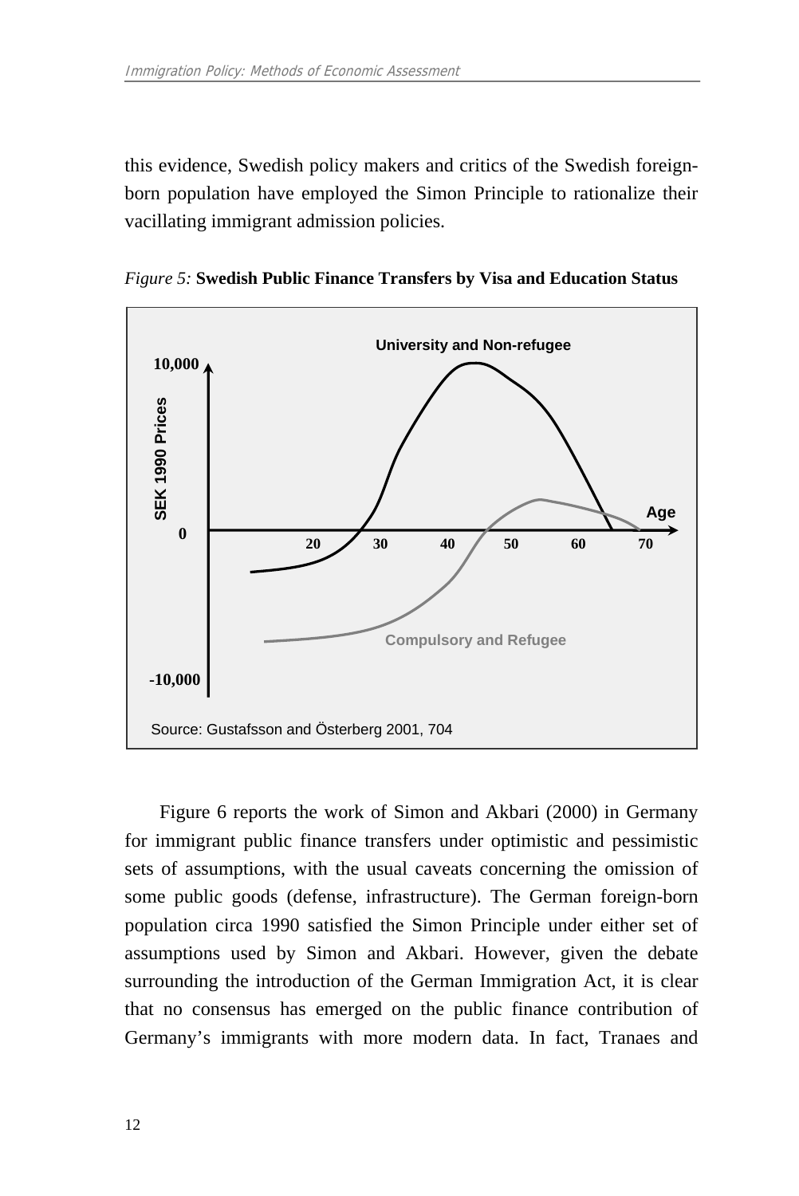this evidence, Swedish policy makers and critics of the Swedish foreign-born population have employed the Simon Principle to rationalize their vacillating immigrant admission policies.

*Figure 5:* **Swedish Public Finance Transfers by Visa and Education Status**

Source: Gustafsson and Österberg 2001, 704

Figure 6 reports the work of Simon and Akbari (2000) in Germany for immigrant public finance transfers under optimistic and pessimistic sets of assumptions, with the usual caveats concerning the omission of some public goods (defense, infrastructure). The German foreign-born population circa 1990 satisfied the Simon Principle under either set of assumptions used by Simon and Akbari. However, given the debate surrounding the introduction of the German Immigration Act, it is clear that no consensus has emerged on the public finance contribution of Germany's immigrants with more modern data. In fact, Tranaes and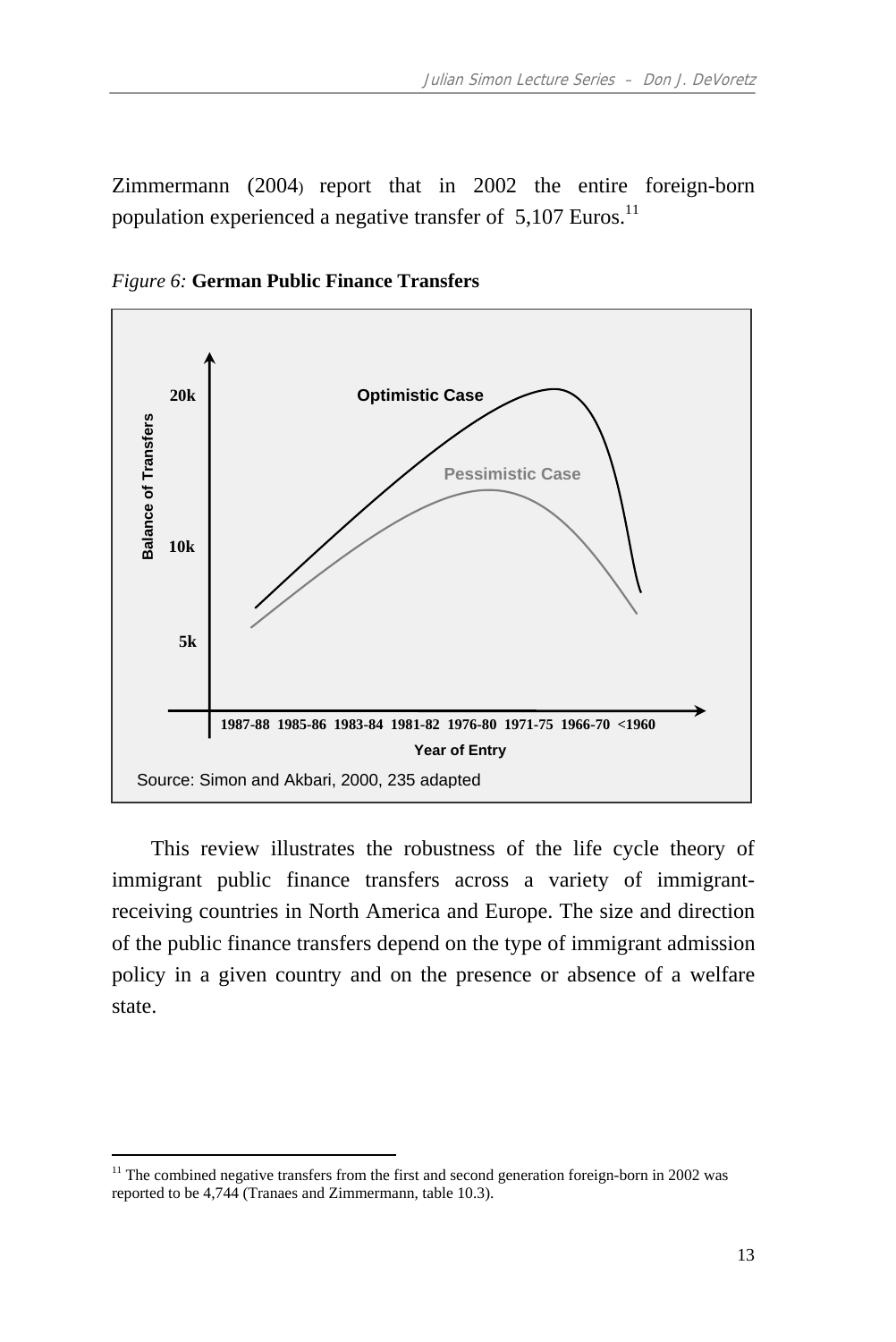Zimmermann (2004) report that in 2002 the entire foreign-born population experienced a negative transfer of 5,107 Euros.[11]

*Figure 6:* **German Public Finance Transfers**

Source: Simon and Akbari, 2000, 235 adapted

This review illustrates the robustness of the life cycle theory of immigrant public finance transfers across a variety of immigrant-receiving countries in North America and Europe. The size and direction of the public finance transfers depend on the type of immigrant admission policy in a given country and on the presence or absence of a welfare state.

[11] The combined negative transfers from the first and second generation foreign-born in 2002 was reported to be 4,744 (Tranaes and Zimmermann, table 10.3).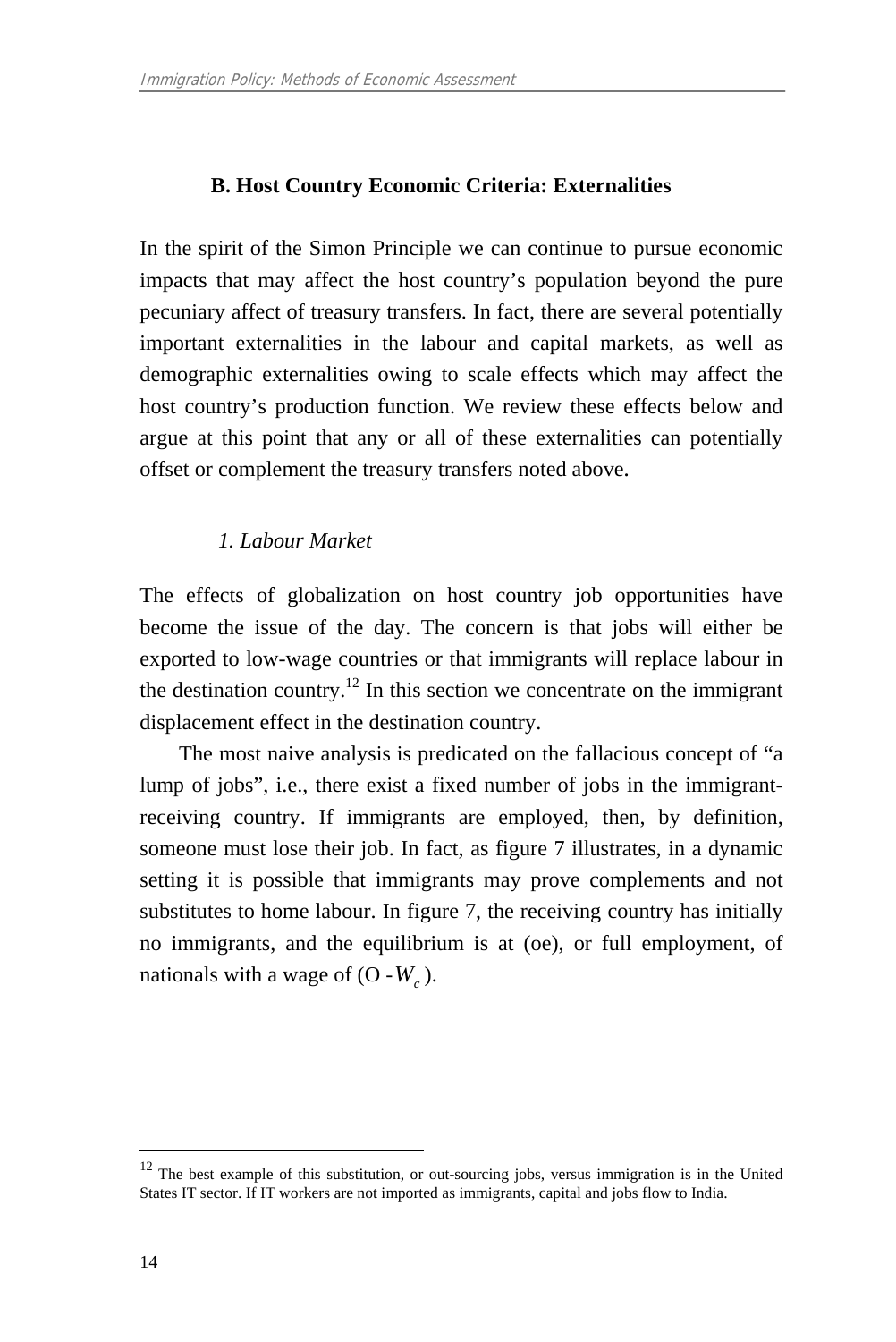### B. Host Country Economic Criteria: Externalities

In the spirit of the Simon Principle we can continue to pursue economic impacts that may affect the host country's population beyond the pure pecuniary affect of treasury transfers. In fact, there are several potentially important externalities in the labour and capital markets, as well as demographic externalities owing to scale effects which may affect the host country's production function. We review these effects below and argue at this point that any or all of these externalities can potentially offset or complement the treasury transfers noted above.

#### *1. Labour Market*

The effects of globalization on host country job opportunities have become the issue of the day. The concern is that jobs will either be exported to low-wage countries or that immigrants will replace labour in the destination country.[12] In this section we concentrate on the immigrant displacement effect in the destination country.

The most naive analysis is predicated on the fallacious concept of "a lump of jobs", i.e., there exist a fixed number of jobs in the immigrant-receiving country. If immigrants are employed, then, by definition, someone must lose their job. In fact, as figure 7 illustrates, in a dynamic setting it is possible that immigrants may prove complements and not substitutes to home labour. In figure 7, the receiving country has initially no immigrants, and the equilibrium is at (oe), or full employment, of nationals with a wage of (O -$W_c$).

---

[12] The best example of this substitution, or out-sourcing jobs, versus immigration is in the United States IT sector. If IT workers are not imported as immigrants, capital and jobs flow to India.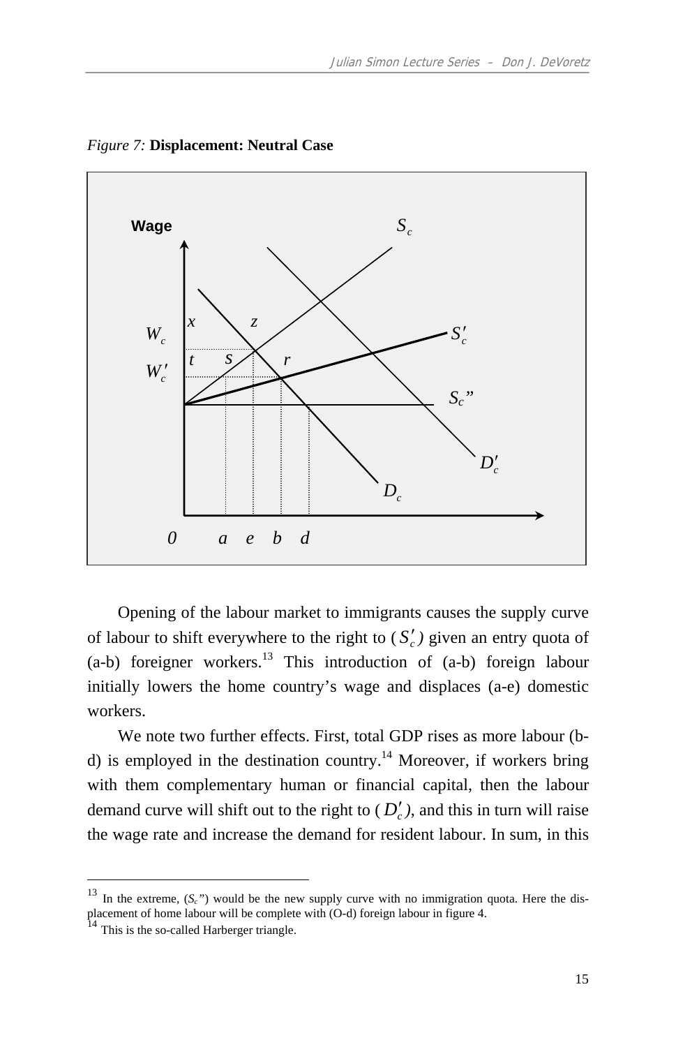*Figure 7:* **Displacement: Neutral Case**

Opening of the labour market to immigrants causes the supply curve of labour to shift everywhere to the right to ($S_c'$) given an entry quota of (a-b) foreigner workers.[13] This introduction of (a-b) foreign labour initially lowers the home country's wage and displaces (a-e) domestic workers.

We note two further effects. First, total GDP rises as more labour (b-d) is employed in the destination country.[14] Moreover, if workers bring with them complementary human or financial capital, then the labour demand curve will shift out to the right to ($D_c'$), and this in turn will raise the wage rate and increase the demand for resident labour. In sum, in this

---

[13] In the extreme, ($S_c$") would be the new supply curve with no immigration quota. Here the displacement of home labour will be complete with (O-d) foreign labour in figure 4.

[14] This is the so-called Harberger triangle.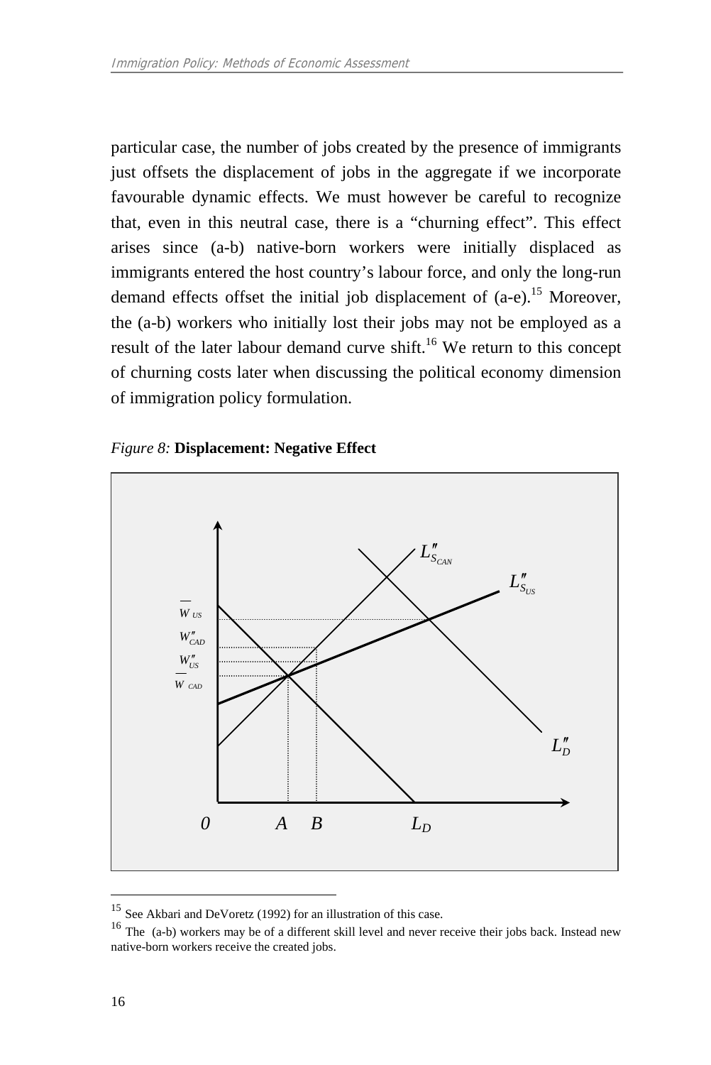particular case, the number of jobs created by the presence of immigrants just offsets the displacement of jobs in the aggregate if we incorporate favourable dynamic effects. We must however be careful to recognize that, even in this neutral case, there is a "churning effect". This effect arises since (a-b) native-born workers were initially displaced as immigrants entered the host country's labour force, and only the long-run demand effects offset the initial job displacement of (a-e).[15] Moreover, the (a-b) workers who initially lost their jobs may not be employed as a result of the later labour demand curve shift.[16] We return to this concept of churning costs later when discussing the political economy dimension of immigration policy formulation.

*Figure 8:* **Displacement: Negative Effect**

[15] See Akbari and DeVoretz (1992) for an illustration of this case.

[16] The (a-b) workers may be of a different skill level and never receive their jobs back. Instead new native-born workers receive the created jobs.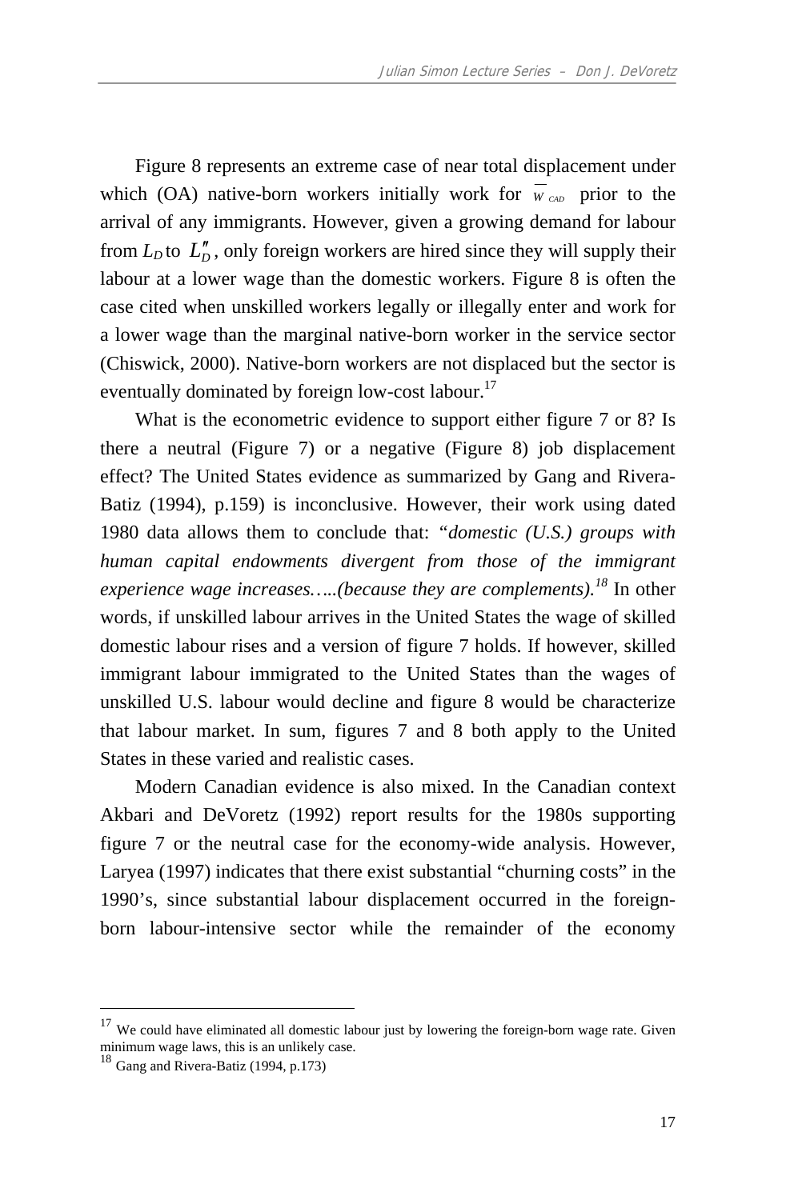Figure 8 represents an extreme case of near total displacement under which (OA) native-born workers initially work for $\overline{W}_{CAD}$ prior to the arrival of any immigrants. However, given a growing demand for labour from $L_D$ to $L''_D$, only foreign workers are hired since they will supply their labour at a lower wage than the domestic workers. Figure 8 is often the case cited when unskilled workers legally or illegally enter and work for a lower wage than the marginal native-born worker in the service sector (Chiswick, 2000). Native-born workers are not displaced but the sector is eventually dominated by foreign low-cost labour.[17]

What is the econometric evidence to support either figure 7 or 8? Is there a neutral (Figure 7) or a negative (Figure 8) job displacement effect? The United States evidence as summarized by Gang and Rivera-Batiz (1994), p.159) is inconclusive. However, their work using dated 1980 data allows them to conclude that: *"domestic (U.S.) groups with human capital endowments divergent from those of the immigrant experience wage increases…..(because they are complements).*[18] In other words, if unskilled labour arrives in the United States the wage of skilled domestic labour rises and a version of figure 7 holds. If however, skilled immigrant labour immigrated to the United States than the wages of unskilled U.S. labour would decline and figure 8 would be characterize that labour market. In sum, figures 7 and 8 both apply to the United States in these varied and realistic cases.

Modern Canadian evidence is also mixed. In the Canadian context Akbari and DeVoretz (1992) report results for the 1980s supporting figure 7 or the neutral case for the economy-wide analysis. However, Laryea (1997) indicates that there exist substantial "churning costs" in the 1990's, since substantial labour displacement occurred in the foreign-born labour-intensive sector while the remainder of the economy

---

[17] We could have eliminated all domestic labour just by lowering the foreign-born wage rate. Given minimum wage laws, this is an unlikely case.

[18] Gang and Rivera-Batiz (1994, p.173)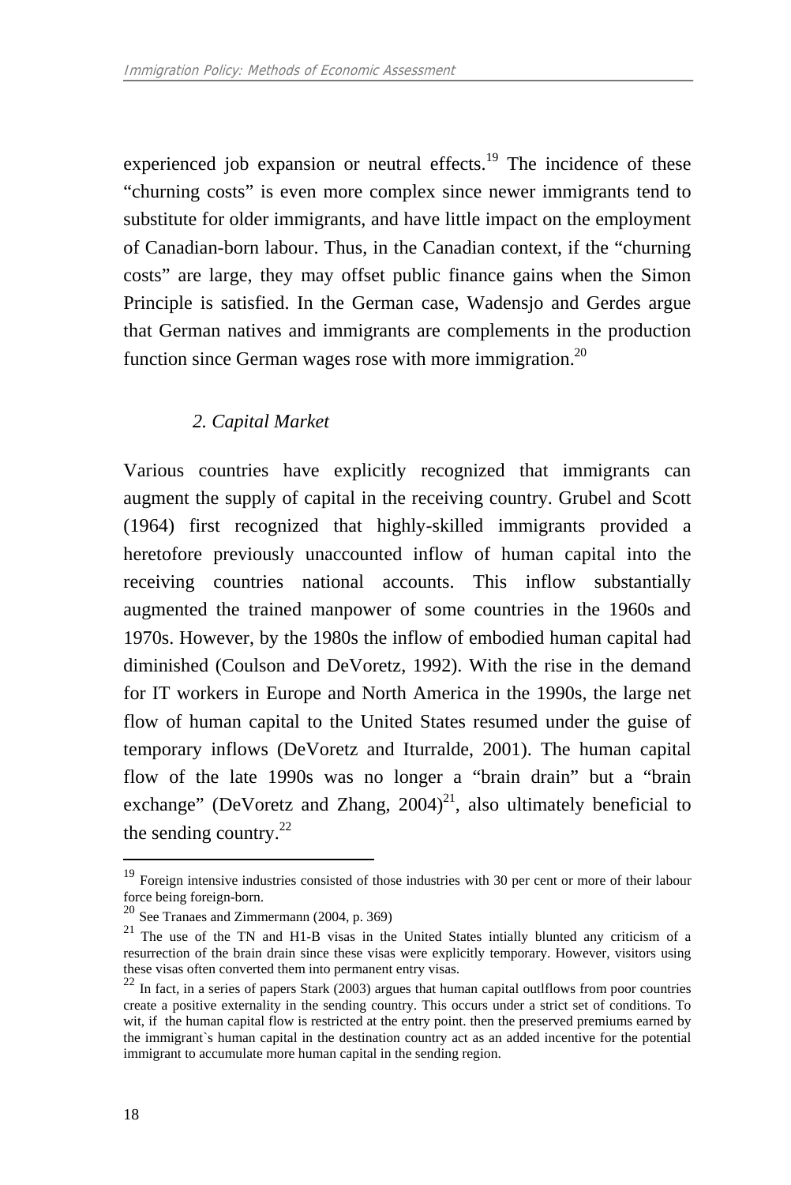experienced job expansion or neutral effects.[19] The incidence of these "churning costs" is even more complex since newer immigrants tend to substitute for older immigrants, and have little impact on the employment of Canadian-born labour. Thus, in the Canadian context, if the "churning costs" are large, they may offset public finance gains when the Simon Principle is satisfied. In the German case, Wadensjo and Gerdes argue that German natives and immigrants are complements in the production function since German wages rose with more immigration.[20]

### *2. Capital Market*

Various countries have explicitly recognized that immigrants can augment the supply of capital in the receiving country. Grubel and Scott (1964) first recognized that highly-skilled immigrants provided a heretofore previously unaccounted inflow of human capital into the receiving countries national accounts. This inflow substantially augmented the trained manpower of some countries in the 1960s and 1970s. However, by the 1980s the inflow of embodied human capital had diminished (Coulson and DeVoretz, 1992). With the rise in the demand for IT workers in Europe and North America in the 1990s, the large net flow of human capital to the United States resumed under the guise of temporary inflows (DeVoretz and Iturralde, 2001). The human capital flow of the late 1990s was no longer a "brain drain" but a "brain exchange" (DeVoretz and Zhang, 2004)[21], also ultimately beneficial to the sending country.[22]

---

[19] Foreign intensive industries consisted of those industries with 30 per cent or more of their labour force being foreign-born.

[20] See Tranaes and Zimmermann (2004, p. 369)

[21] The use of the TN and H1-B visas in the United States intially blunted any criticism of a resurrection of the brain drain since these visas were explicitly temporary. However, visitors using these visas often converted them into permanent entry visas.

[22] In fact, in a series of papers Stark (2003) argues that human capital outlflows from poor countries create a positive externality in the sending country. This occurs under a strict set of conditions. To wit, if the human capital flow is restricted at the entry point. then the preserved premiums earned by the immigrant`s human capital in the destination country act as an added incentive for the potential immigrant to accumulate more human capital in the sending region.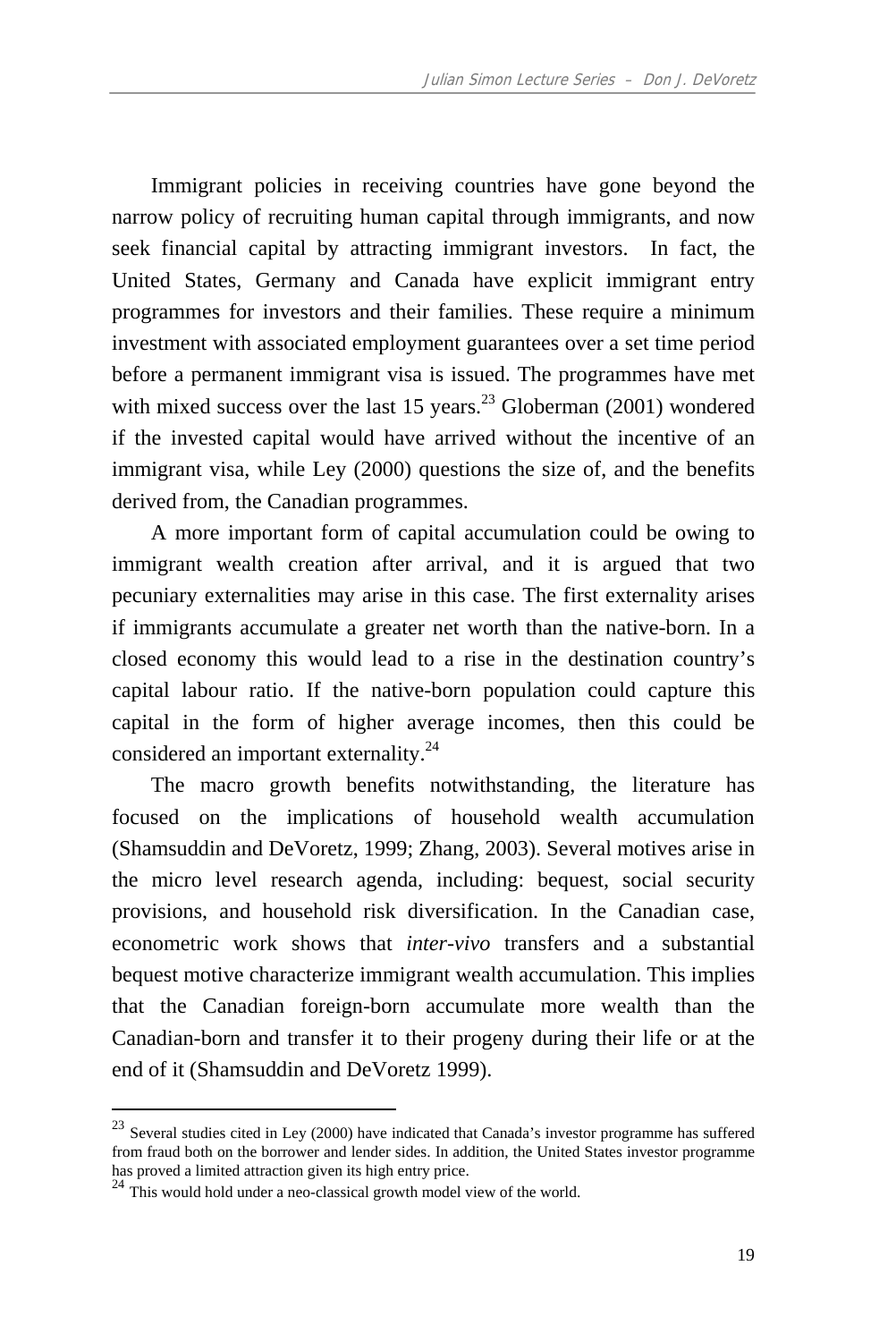Immigrant policies in receiving countries have gone beyond the narrow policy of recruiting human capital through immigrants, and now seek financial capital by attracting immigrant investors. In fact, the United States, Germany and Canada have explicit immigrant entry programmes for investors and their families. These require a minimum investment with associated employment guarantees over a set time period before a permanent immigrant visa is issued. The programmes have met with mixed success over the last 15 years.[23] Globerman (2001) wondered if the invested capital would have arrived without the incentive of an immigrant visa, while Ley (2000) questions the size of, and the benefits derived from, the Canadian programmes.

A more important form of capital accumulation could be owing to immigrant wealth creation after arrival, and it is argued that two pecuniary externalities may arise in this case. The first externality arises if immigrants accumulate a greater net worth than the native-born. In a closed economy this would lead to a rise in the destination country's capital labour ratio. If the native-born population could capture this capital in the form of higher average incomes, then this could be considered an important externality.[24]

The macro growth benefits notwithstanding, the literature has focused on the implications of household wealth accumulation (Shamsuddin and DeVoretz, 1999; Zhang, 2003). Several motives arise in the micro level research agenda, including: bequest, social security provisions, and household risk diversification. In the Canadian case, econometric work shows that *inter-vivo* transfers and a substantial bequest motive characterize immigrant wealth accumulation. This implies that the Canadian foreign-born accumulate more wealth than the Canadian-born and transfer it to their progeny during their life or at the end of it (Shamsuddin and DeVoretz 1999).

---

[23] Several studies cited in Ley (2000) have indicated that Canada's investor programme has suffered from fraud both on the borrower and lender sides. In addition, the United States investor programme has proved a limited attraction given its high entry price.

[24] This would hold under a neo-classical growth model view of the world.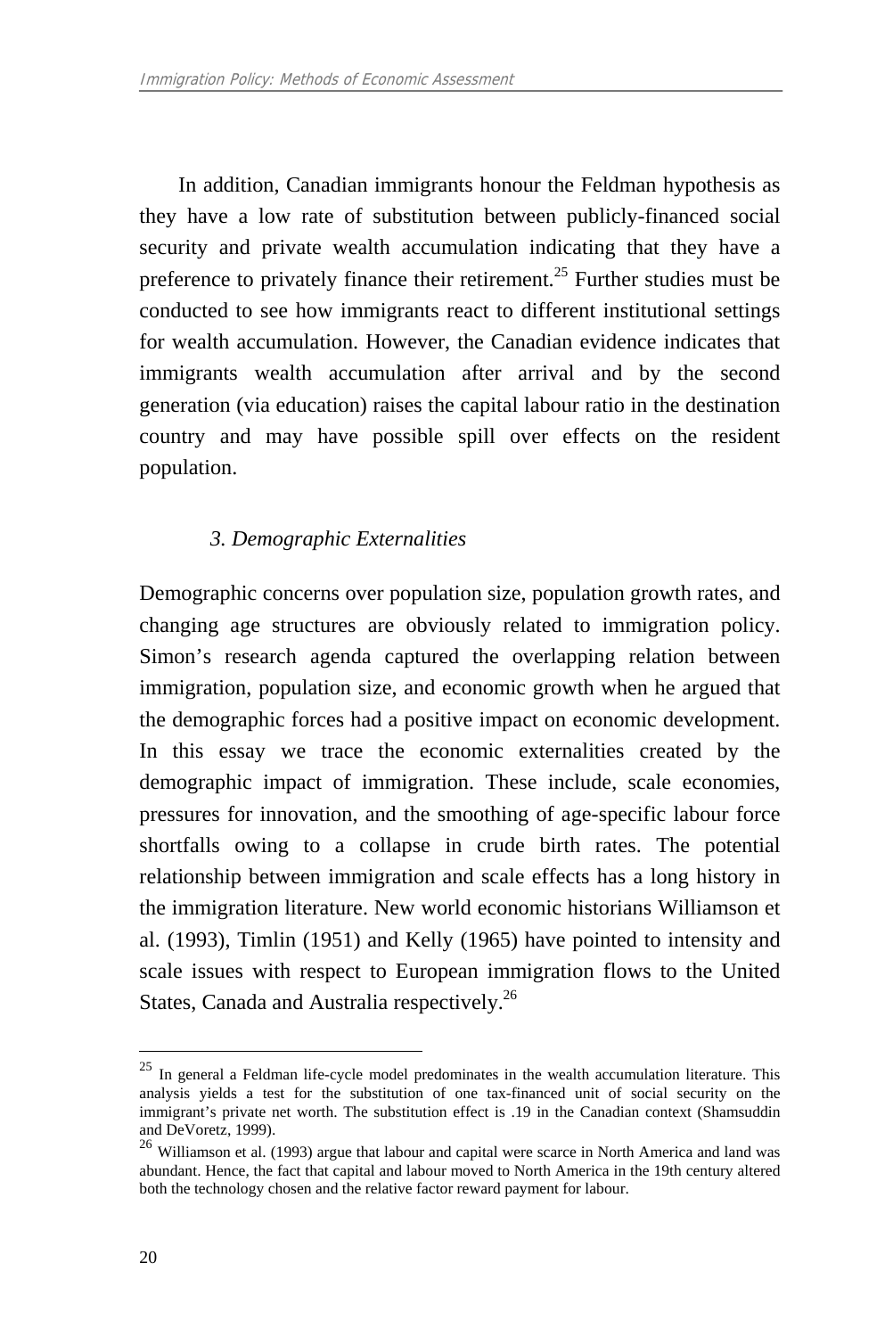In addition, Canadian immigrants honour the Feldman hypothesis as they have a low rate of substitution between publicly-financed social security and private wealth accumulation indicating that they have a preference to privately finance their retirement.[25] Further studies must be conducted to see how immigrants react to different institutional settings for wealth accumulation. However, the Canadian evidence indicates that immigrants wealth accumulation after arrival and by the second generation (via education) raises the capital labour ratio in the destination country and may have possible spill over effects on the resident population.

### *3. Demographic Externalities*

Demographic concerns over population size, population growth rates, and changing age structures are obviously related to immigration policy. Simon's research agenda captured the overlapping relation between immigration, population size, and economic growth when he argued that the demographic forces had a positive impact on economic development. In this essay we trace the economic externalities created by the demographic impact of immigration. These include, scale economies, pressures for innovation, and the smoothing of age-specific labour force shortfalls owing to a collapse in crude birth rates. The potential relationship between immigration and scale effects has a long history in the immigration literature. New world economic historians Williamson et al. (1993), Timlin (1951) and Kelly (1965) have pointed to intensity and scale issues with respect to European immigration flows to the United States, Canada and Australia respectively.[26]

---

[25] In general a Feldman life-cycle model predominates in the wealth accumulation literature. This analysis yields a test for the substitution of one tax-financed unit of social security on the immigrant's private net worth. The substitution effect is .19 in the Canadian context (Shamsuddin and DeVoretz, 1999).

[26] Williamson et al. (1993) argue that labour and capital were scarce in North America and land was abundant. Hence, the fact that capital and labour moved to North America in the 19th century altered both the technology chosen and the relative factor reward payment for labour.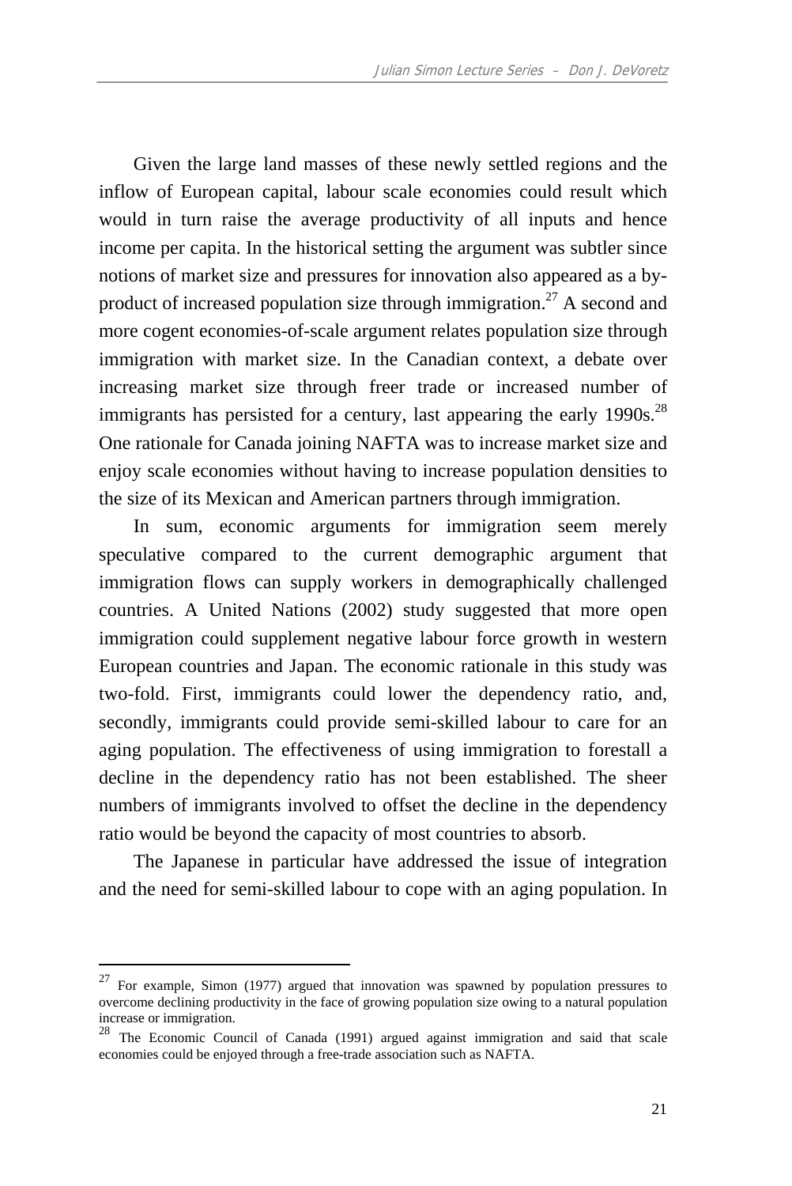Given the large land masses of these newly settled regions and the inflow of European capital, labour scale economies could result which would in turn raise the average productivity of all inputs and hence income per capita. In the historical setting the argument was subtler since notions of market size and pressures for innovation also appeared as a by-product of increased population size through immigration.[27] A second and more cogent economies-of-scale argument relates population size through immigration with market size. In the Canadian context, a debate over increasing market size through freer trade or increased number of immigrants has persisted for a century, last appearing the early 1990s.[28] One rationale for Canada joining NAFTA was to increase market size and enjoy scale economies without having to increase population densities to the size of its Mexican and American partners through immigration.

In sum, economic arguments for immigration seem merely speculative compared to the current demographic argument that immigration flows can supply workers in demographically challenged countries. A United Nations (2002) study suggested that more open immigration could supplement negative labour force growth in western European countries and Japan. The economic rationale in this study was two-fold. First, immigrants could lower the dependency ratio, and, secondly, immigrants could provide semi-skilled labour to care for an aging population. The effectiveness of using immigration to forestall a decline in the dependency ratio has not been established. The sheer numbers of immigrants involved to offset the decline in the dependency ratio would be beyond the capacity of most countries to absorb.

The Japanese in particular have addressed the issue of integration and the need for semi-skilled labour to cope with an aging population. In

---

[27] For example, Simon (1977) argued that innovation was spawned by population pressures to overcome declining productivity in the face of growing population size owing to a natural population increase or immigration.

[28] The Economic Council of Canada (1991) argued against immigration and said that scale economies could be enjoyed through a free-trade association such as NAFTA.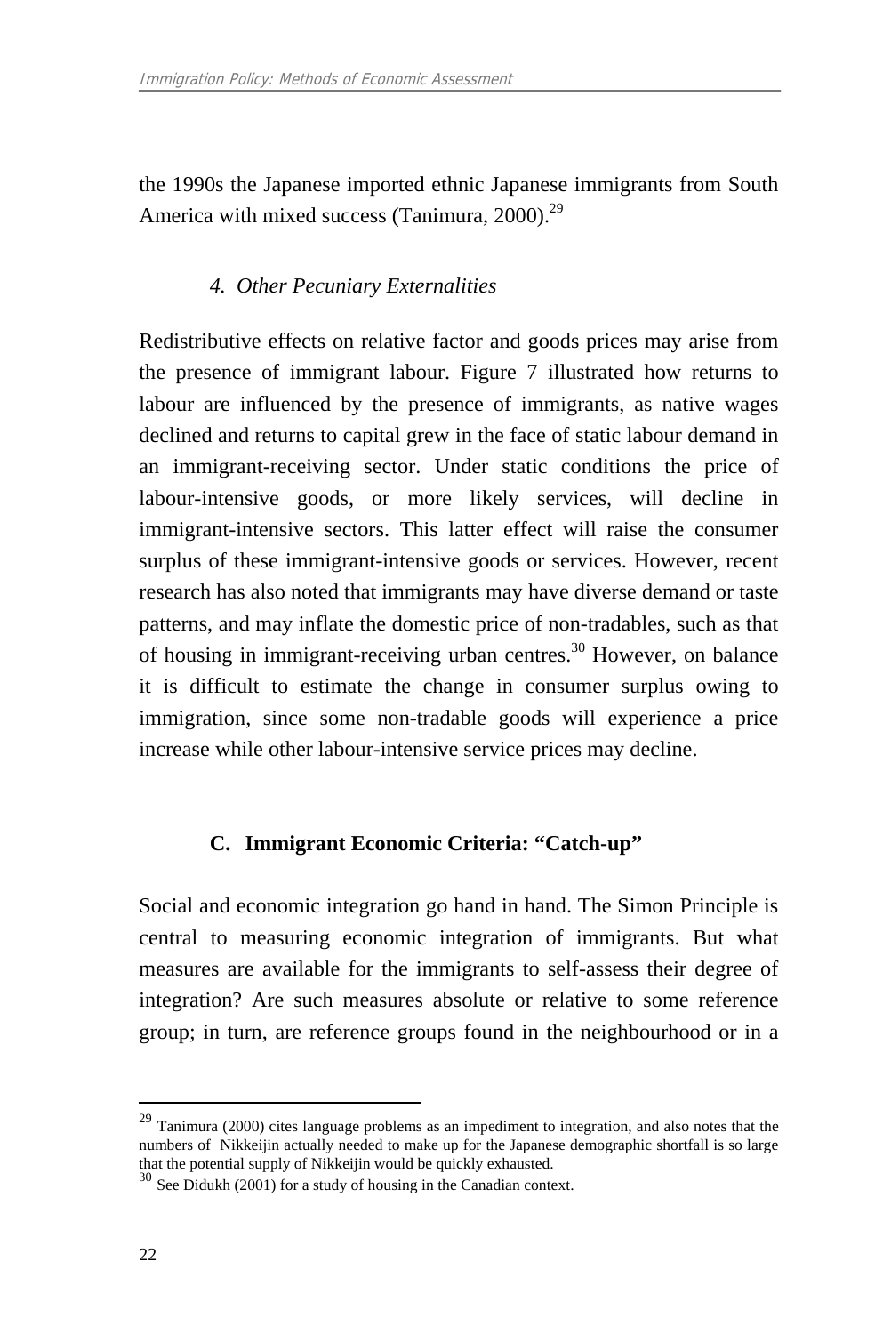the 1990s the Japanese imported ethnic Japanese immigrants from South America with mixed success (Tanimura, 2000).[29]

### *4. Other Pecuniary Externalities*

Redistributive effects on relative factor and goods prices may arise from the presence of immigrant labour. Figure 7 illustrated how returns to labour are influenced by the presence of immigrants, as native wages declined and returns to capital grew in the face of static labour demand in an immigrant-receiving sector. Under static conditions the price of labour-intensive goods, or more likely services, will decline in immigrant-intensive sectors. This latter effect will raise the consumer surplus of these immigrant-intensive goods or services. However, recent research has also noted that immigrants may have diverse demand or taste patterns, and may inflate the domestic price of non-tradables, such as that of housing in immigrant-receiving urban centres.[30] However, on balance it is difficult to estimate the change in consumer surplus owing to immigration, since some non-tradable goods will experience a price increase while other labour-intensive service prices may decline.

## C. Immigrant Economic Criteria: "Catch-up"

Social and economic integration go hand in hand. The Simon Principle is central to measuring economic integration of immigrants. But what measures are available for the immigrants to self-assess their degree of integration? Are such measures absolute or relative to some reference group; in turn, are reference groups found in the neighbourhood or in a

---

[29] Tanimura (2000) cites language problems as an impediment to integration, and also notes that the numbers of Nikkeijin actually needed to make up for the Japanese demographic shortfall is so large that the potential supply of Nikkeijin would be quickly exhausted.

[30] See Didukh (2001) for a study of housing in the Canadian context.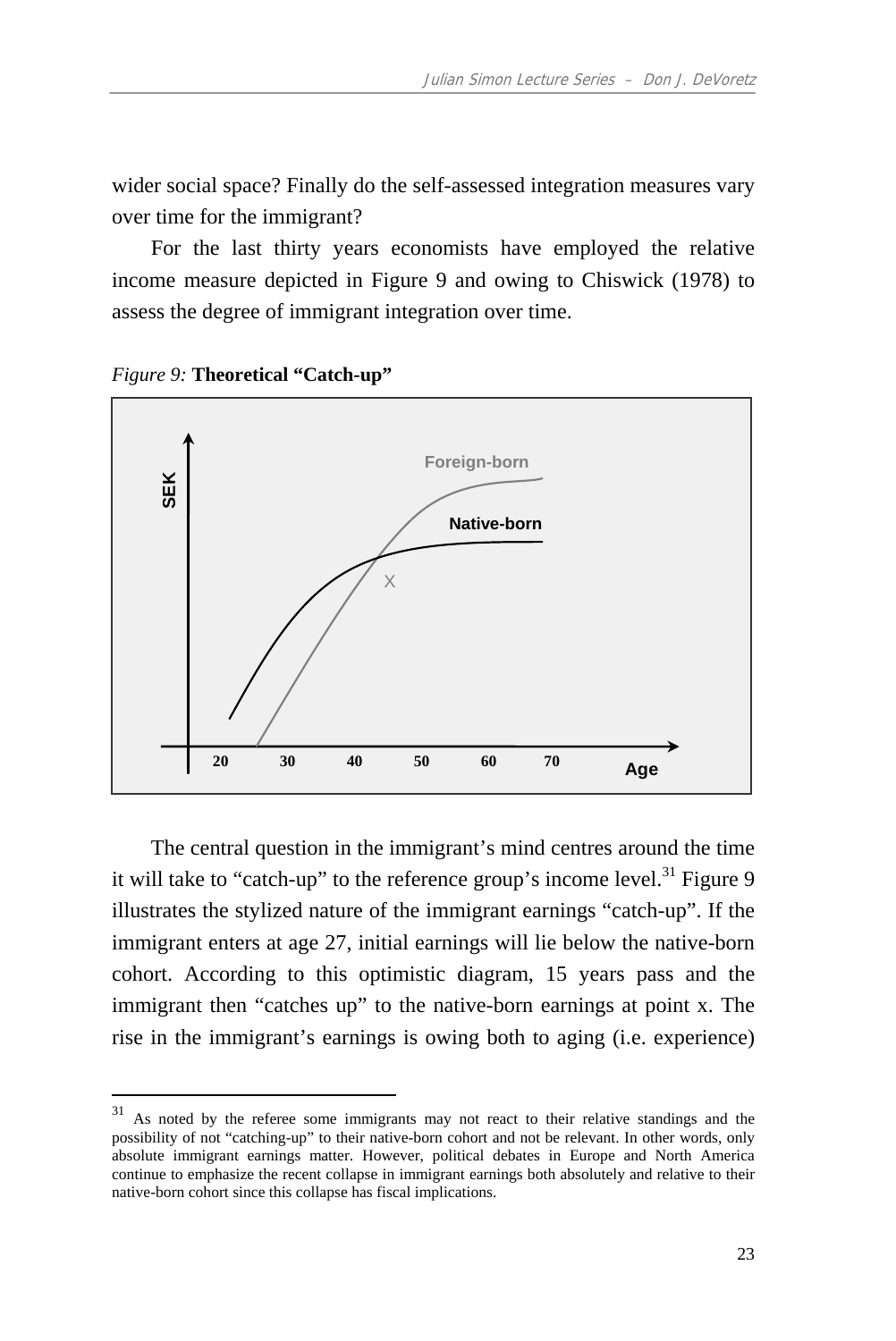wider social space? Finally do the self-assessed integration measures vary over time for the immigrant?

For the last thirty years economists have employed the relative income measure depicted in Figure 9 and owing to Chiswick (1978) to assess the degree of immigrant integration over time.

*Figure 9:* **Theoretical "Catch-up"**

The central question in the immigrant's mind centres around the time it will take to "catch-up" to the reference group's income level.[31] Figure 9 illustrates the stylized nature of the immigrant earnings "catch-up". If the immigrant enters at age 27, initial earnings will lie below the native-born cohort. According to this optimistic diagram, 15 years pass and the immigrant then "catches up" to the native-born earnings at point x. The rise in the immigrant's earnings is owing both to aging (i.e. experience)

---

[31] As noted by the referee some immigrants may not react to their relative standings and the possibility of not "catching-up" to their native-born cohort and not be relevant. In other words, only absolute immigrant earnings matter. However, political debates in Europe and North America continue to emphasize the recent collapse in immigrant earnings both absolutely and relative to their native-born cohort since this collapse has fiscal implications.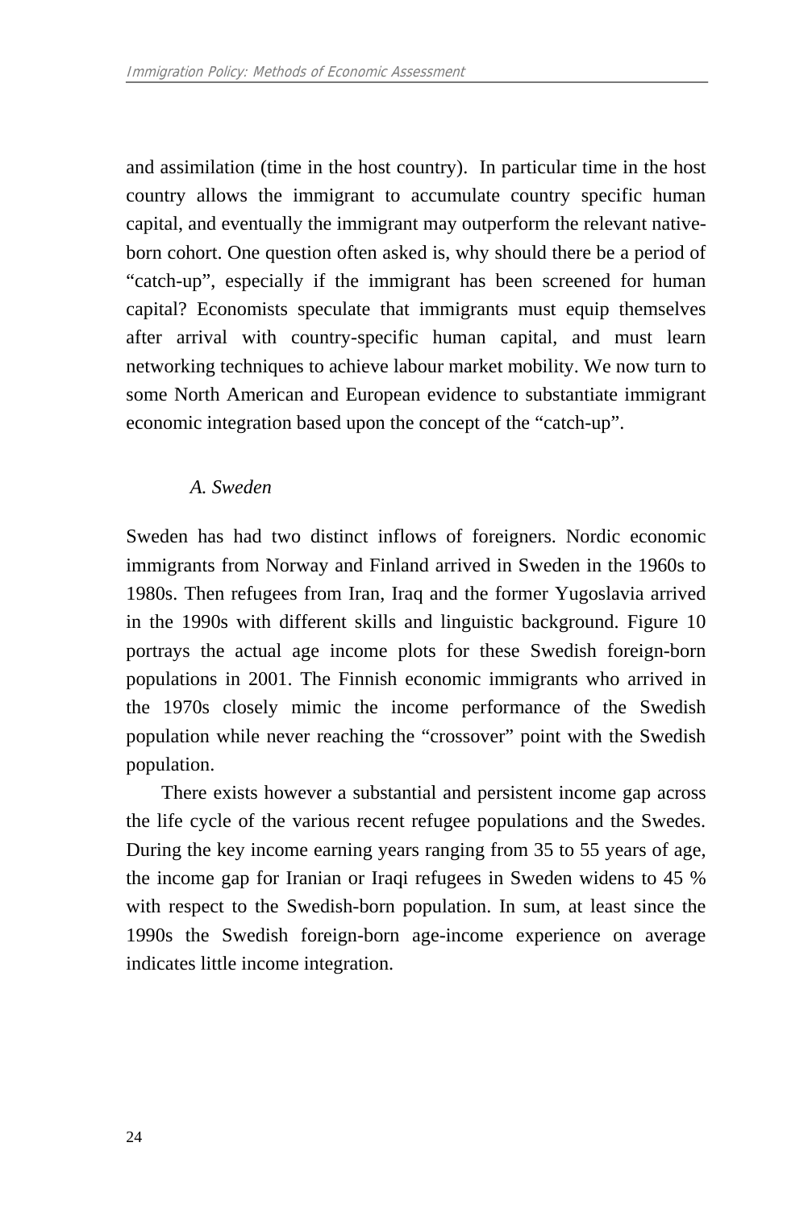and assimilation (time in the host country). In particular time in the host country allows the immigrant to accumulate country specific human capital, and eventually the immigrant may outperform the relevant native-born cohort. One question often asked is, why should there be a period of "catch-up", especially if the immigrant has been screened for human capital? Economists speculate that immigrants must equip themselves after arrival with country-specific human capital, and must learn networking techniques to achieve labour market mobility. We now turn to some North American and European evidence to substantiate immigrant economic integration based upon the concept of the "catch-up".

### *A. Sweden*

Sweden has had two distinct inflows of foreigners. Nordic economic immigrants from Norway and Finland arrived in Sweden in the 1960s to 1980s. Then refugees from Iran, Iraq and the former Yugoslavia arrived in the 1990s with different skills and linguistic background. Figure 10 portrays the actual age income plots for these Swedish foreign-born populations in 2001. The Finnish economic immigrants who arrived in the 1970s closely mimic the income performance of the Swedish population while never reaching the "crossover" point with the Swedish population.

There exists however a substantial and persistent income gap across the life cycle of the various recent refugee populations and the Swedes. During the key income earning years ranging from 35 to 55 years of age, the income gap for Iranian or Iraqi refugees in Sweden widens to 45 % with respect to the Swedish-born population. In sum, at least since the 1990s the Swedish foreign-born age-income experience on average indicates little income integration.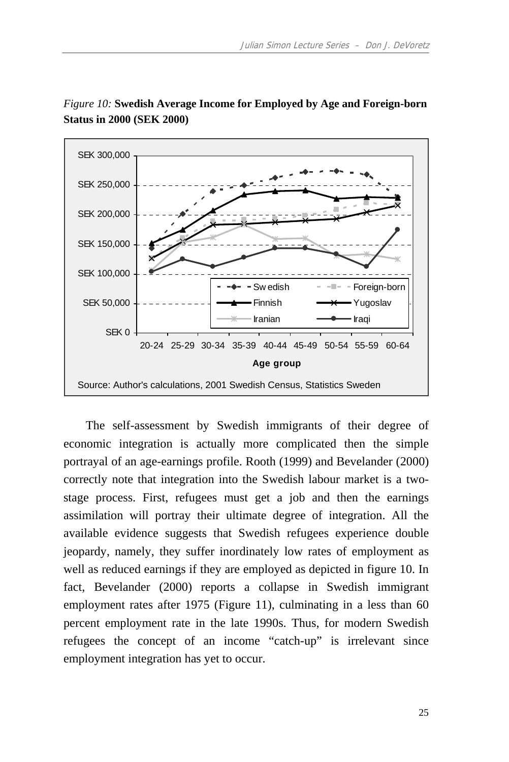*Figure 10:* **Swedish Average Income for Employed by Age and Foreign-born Status in 2000 (SEK 2000)**

Source: Author's calculations, 2001 Swedish Census, Statistics Sweden

The self-assessment by Swedish immigrants of their degree of economic integration is actually more complicated then the simple portrayal of an age-earnings profile. Rooth (1999) and Bevelander (2000) correctly note that integration into the Swedish labour market is a two-stage process. First, refugees must get a job and then the earnings assimilation will portray their ultimate degree of integration. All the available evidence suggests that Swedish refugees experience double jeopardy, namely, they suffer inordinately low rates of employment as well as reduced earnings if they are employed as depicted in figure 10. In fact, Bevelander (2000) reports a collapse in Swedish immigrant employment rates after 1975 (Figure 11), culminating in a less than 60 percent employment rate in the late 1990s. Thus, for modern Swedish refugees the concept of an income "catch-up" is irrelevant since employment integration has yet to occur.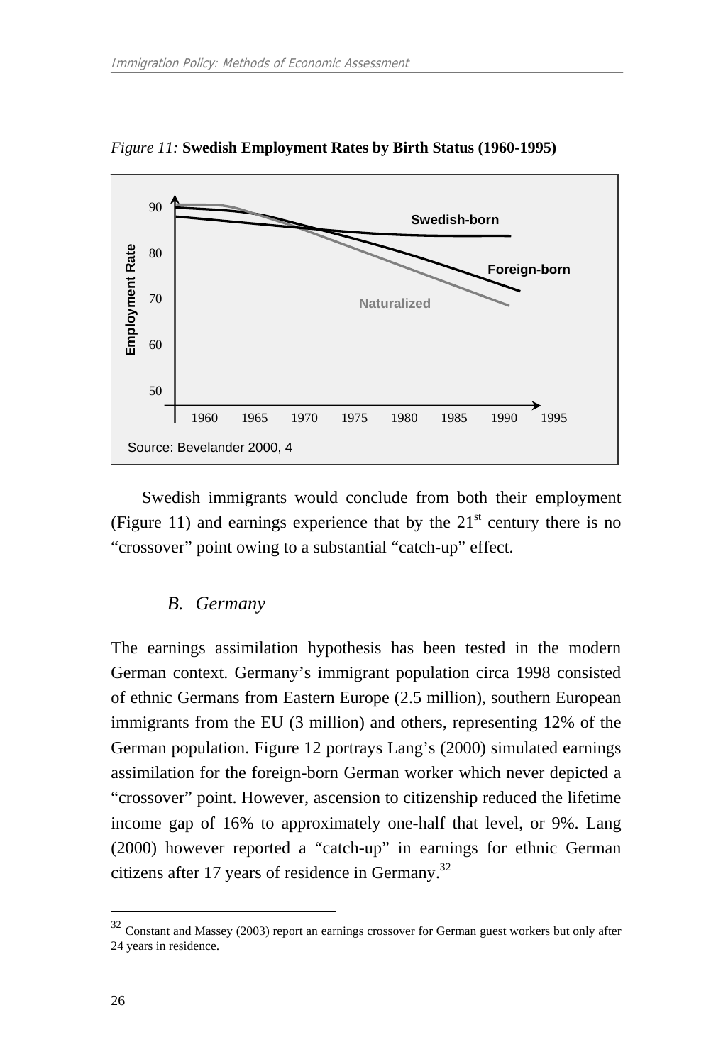*Figure 11:* **Swedish Employment Rates by Birth Status (1960-1995)**

Source: Bevelander 2000, 4

Swedish immigrants would conclude from both their employment (Figure 11) and earnings experience that by the 21st century there is no "crossover" point owing to a substantial "catch-up" effect.

## *B. Germany*

The earnings assimilation hypothesis has been tested in the modern German context. Germany's immigrant population circa 1998 consisted of ethnic Germans from Eastern Europe (2.5 million), southern European immigrants from the EU (3 million) and others, representing 12% of the German population. Figure 12 portrays Lang's (2000) simulated earnings assimilation for the foreign-born German worker which never depicted a "crossover" point. However, ascension to citizenship reduced the lifetime income gap of 16% to approximately one-half that level, or 9%. Lang (2000) however reported a "catch-up" in earnings for ethnic German citizens after 17 years of residence in Germany.[32]

---

[32] Constant and Massey (2003) report an earnings crossover for German guest workers but only after 24 years in residence.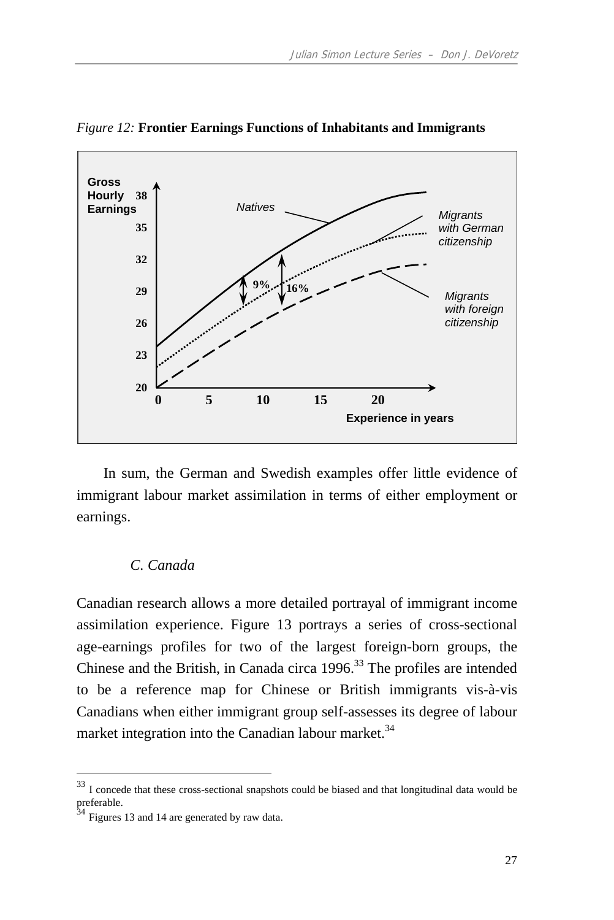*Figure 12:* **Frontier Earnings Functions of Inhabitants and Immigrants**

In sum, the German and Swedish examples offer little evidence of immigrant labour market assimilation in terms of either employment or earnings.

### *C. Canada*

Canadian research allows a more detailed portrayal of immigrant income assimilation experience. Figure 13 portrays a series of cross-sectional age-earnings profiles for two of the largest foreign-born groups, the Chinese and the British, in Canada circa 1996.[33] The profiles are intended to be a reference map for Chinese or British immigrants vis-à-vis Canadians when either immigrant group self-assesses its degree of labour market integration into the Canadian labour market.[34]

---

[33] I concede that these cross-sectional snapshots could be biased and that longitudinal data would be preferable.

[34] Figures 13 and 14 are generated by raw data.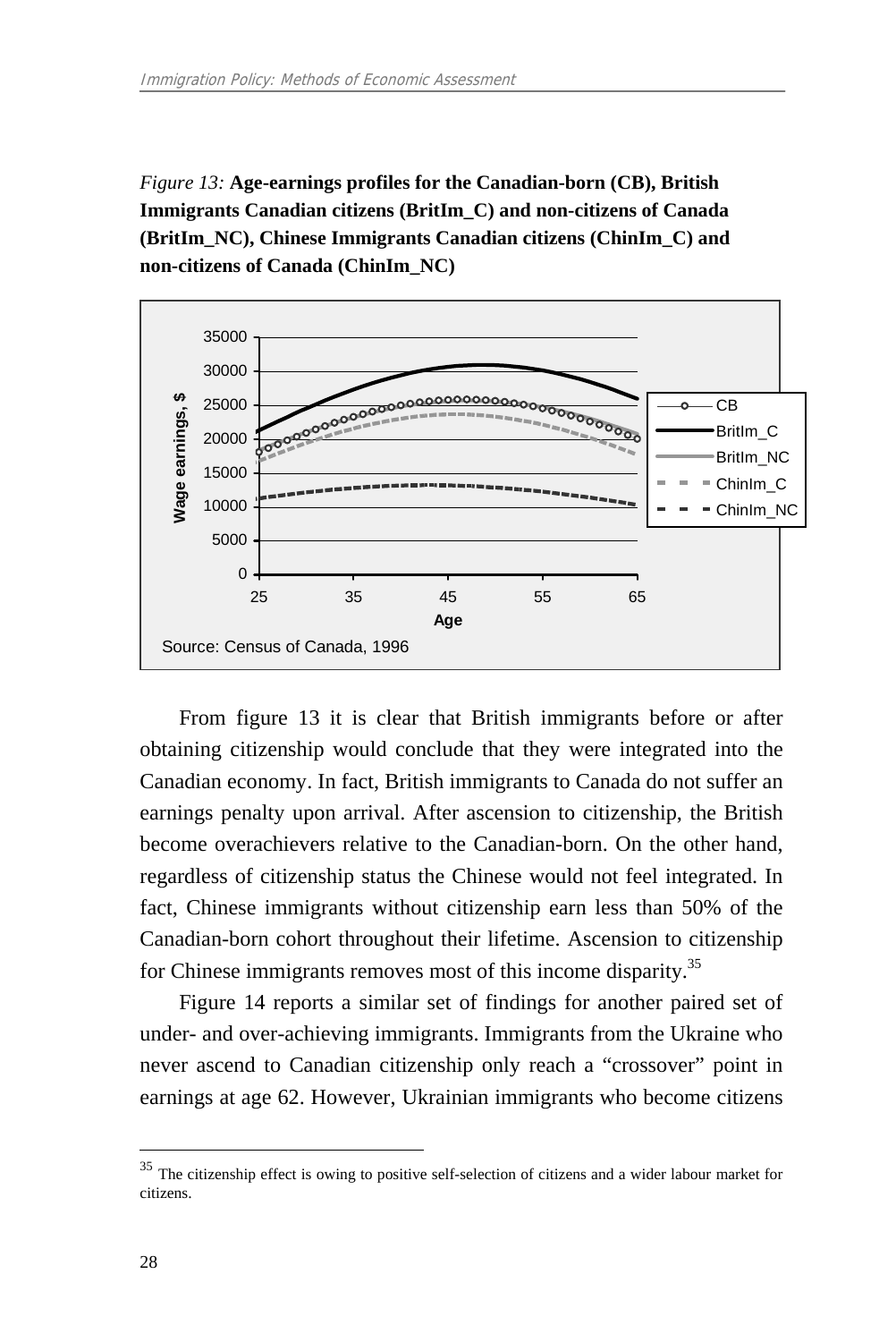*Figure 13:* **Age-earnings profiles for the Canadian-born (CB), British Immigrants Canadian citizens (BritIm_C) and non-citizens of Canada (BritIm_NC), Chinese Immigrants Canadian citizens (ChinIm_C) and non-citizens of Canada (ChinIm_NC)**

Source: Census of Canada, 1996

From figure 13 it is clear that British immigrants before or after obtaining citizenship would conclude that they were integrated into the Canadian economy. In fact, British immigrants to Canada do not suffer an earnings penalty upon arrival. After ascension to citizenship, the British become overachievers relative to the Canadian-born. On the other hand, regardless of citizenship status the Chinese would not feel integrated. In fact, Chinese immigrants without citizenship earn less than 50% of the Canadian-born cohort throughout their lifetime. Ascension to citizenship for Chinese immigrants removes most of this income disparity.[35]

Figure 14 reports a similar set of findings for another paired set of under- and over-achieving immigrants. Immigrants from the Ukraine who never ascend to Canadian citizenship only reach a "crossover" point in earnings at age 62. However, Ukrainian immigrants who become citizens

[35] The citizenship effect is owing to positive self-selection of citizens and a wider labour market for citizens.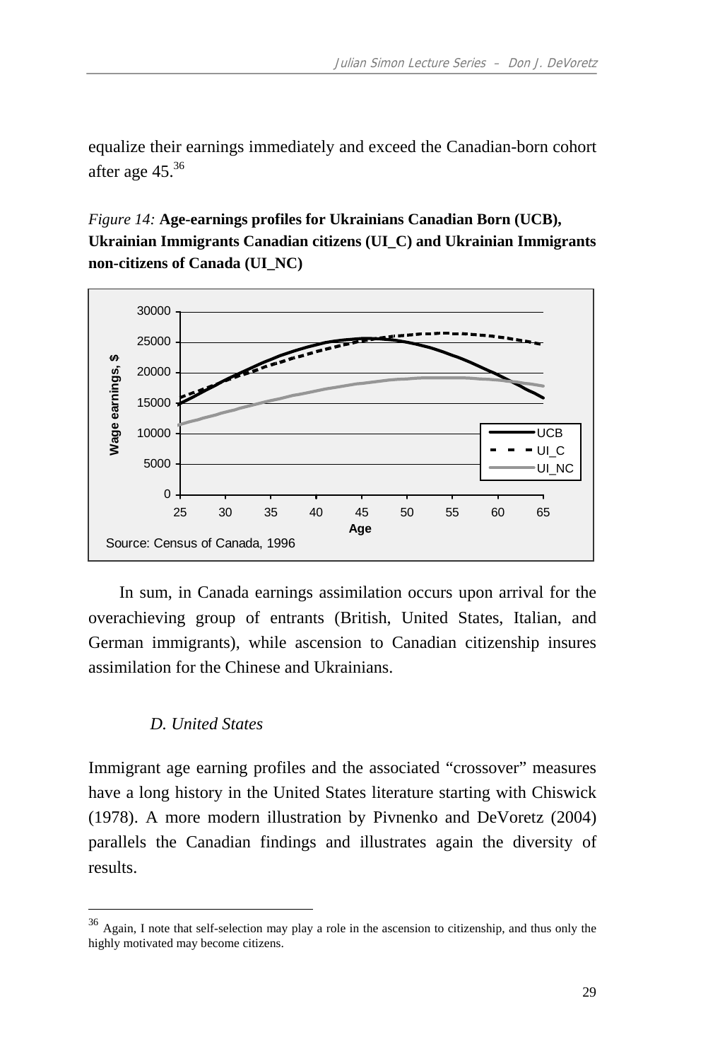equalize their earnings immediately and exceed the Canadian-born cohort after age 45.[36]

*Figure 14:* **Age-earnings profiles for Ukrainians Canadian Born (UCB), Ukrainian Immigrants Canadian citizens (UI_C) and Ukrainian Immigrants non-citizens of Canada (UI_NC)**

In sum, in Canada earnings assimilation occurs upon arrival for the overachieving group of entrants (British, United States, Italian, and German immigrants), while ascension to Canadian citizenship insures assimilation for the Chinese and Ukrainians.

### *D. United States*

Immigrant age earning profiles and the associated "crossover" measures have a long history in the United States literature starting with Chiswick (1978). A more modern illustration by Pivnenko and DeVoretz (2004) parallels the Canadian findings and illustrates again the diversity of results.

---

[36] Again, I note that self-selection may play a role in the ascension to citizenship, and thus only the highly motivated may become citizens.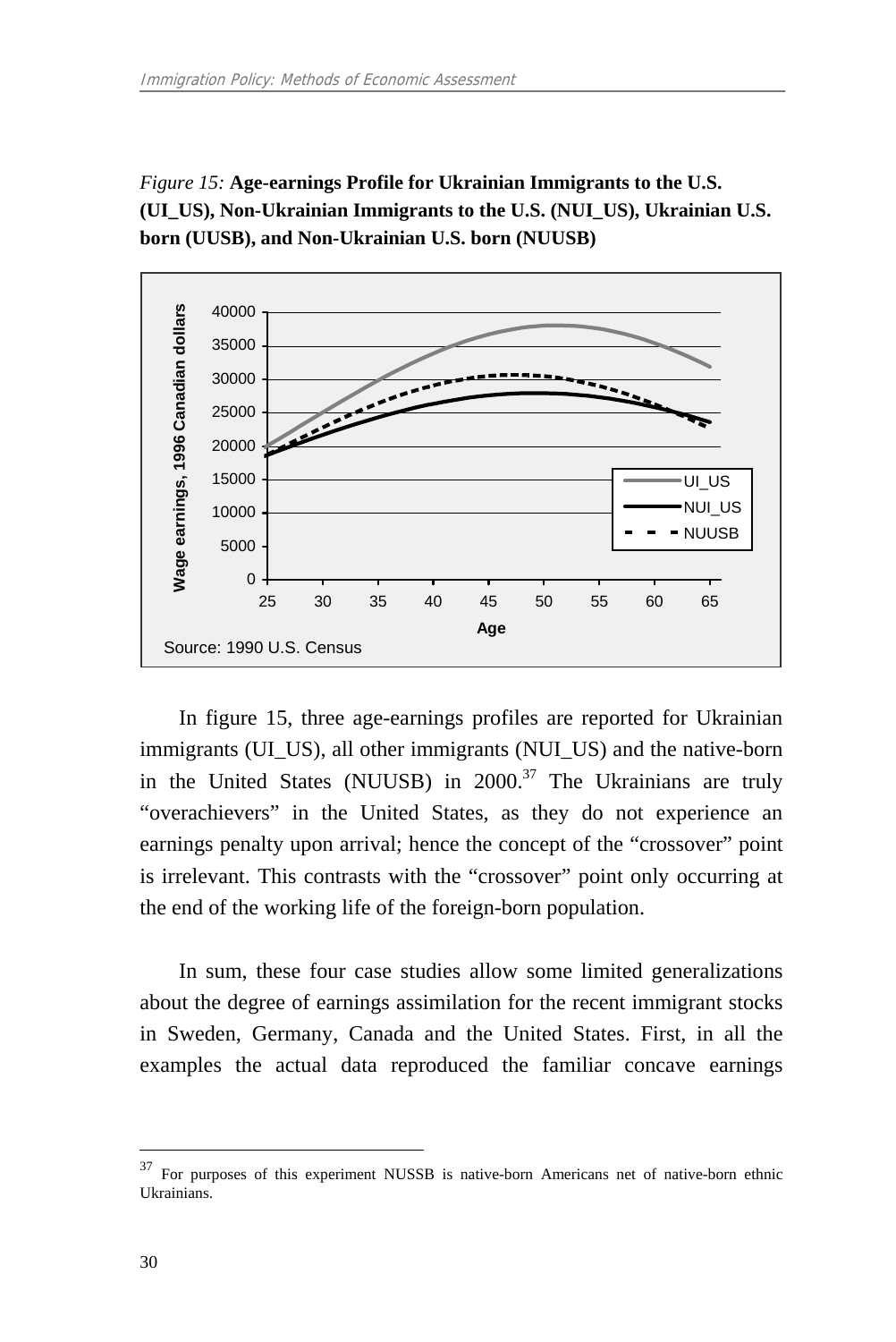*Figure 15:* **Age-earnings Profile for Ukrainian Immigrants to the U.S. (UI_US), Non-Ukrainian Immigrants to the U.S. (NUI_US), Ukrainian U.S. born (UUSB), and Non-Ukrainian U.S. born (NUUSB)**

In figure 15, three age-earnings profiles are reported for Ukrainian immigrants (UI_US), all other immigrants (NUI_US) and the native-born in the United States (NUUSB) in 2000.[37] The Ukrainians are truly "overachievers" in the United States, as they do not experience an earnings penalty upon arrival; hence the concept of the "crossover" point is irrelevant. This contrasts with the "crossover" point only occurring at the end of the working life of the foreign-born population.

In sum, these four case studies allow some limited generalizations about the degree of earnings assimilation for the recent immigrant stocks in Sweden, Germany, Canada and the United States. First, in all the examples the actual data reproduced the familiar concave earnings

---

[37] For purposes of this experiment NUSSB is native-born Americans net of native-born ethnic Ukrainians.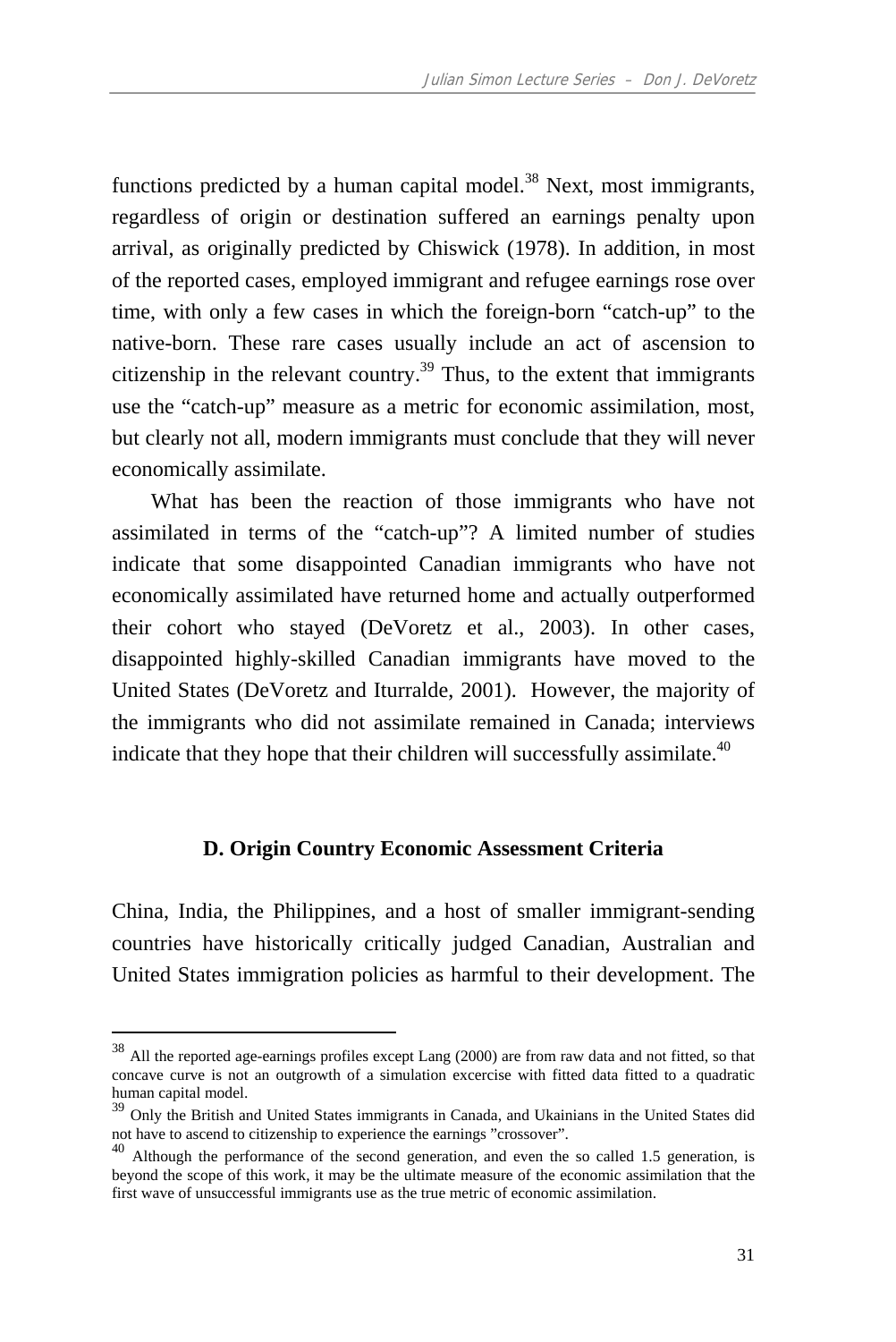functions predicted by a human capital model.[38] Next, most immigrants, regardless of origin or destination suffered an earnings penalty upon arrival, as originally predicted by Chiswick (1978). In addition, in most of the reported cases, employed immigrant and refugee earnings rose over time, with only a few cases in which the foreign-born "catch-up" to the native-born. These rare cases usually include an act of ascension to citizenship in the relevant country.[39] Thus, to the extent that immigrants use the "catch-up" measure as a metric for economic assimilation, most, but clearly not all, modern immigrants must conclude that they will never economically assimilate.

What has been the reaction of those immigrants who have not assimilated in terms of the "catch-up"? A limited number of studies indicate that some disappointed Canadian immigrants who have not economically assimilated have returned home and actually outperformed their cohort who stayed (DeVoretz et al., 2003). In other cases, disappointed highly-skilled Canadian immigrants have moved to the United States (DeVoretz and Iturralde, 2001). However, the majority of the immigrants who did not assimilate remained in Canada; interviews indicate that they hope that their children will successfully assimilate.[40]

### D. Origin Country Economic Assessment Criteria

China, India, the Philippines, and a host of smaller immigrant-sending countries have historically critically judged Canadian, Australian and United States immigration policies as harmful to their development. The

---

[38] All the reported age-earnings profiles except Lang (2000) are from raw data and not fitted, so that concave curve is not an outgrowth of a simulation excercise with fitted data fitted to a quadratic human capital model.

[39] Only the British and United States immigrants in Canada, and Ukainians in the United States did not have to ascend to citizenship to experience the earnings "crossover".

[40] Although the performance of the second generation, and even the so called 1.5 generation, is beyond the scope of this work, it may be the ultimate measure of the economic assimilation that the first wave of unsuccessful immigrants use as the true metric of economic assimilation.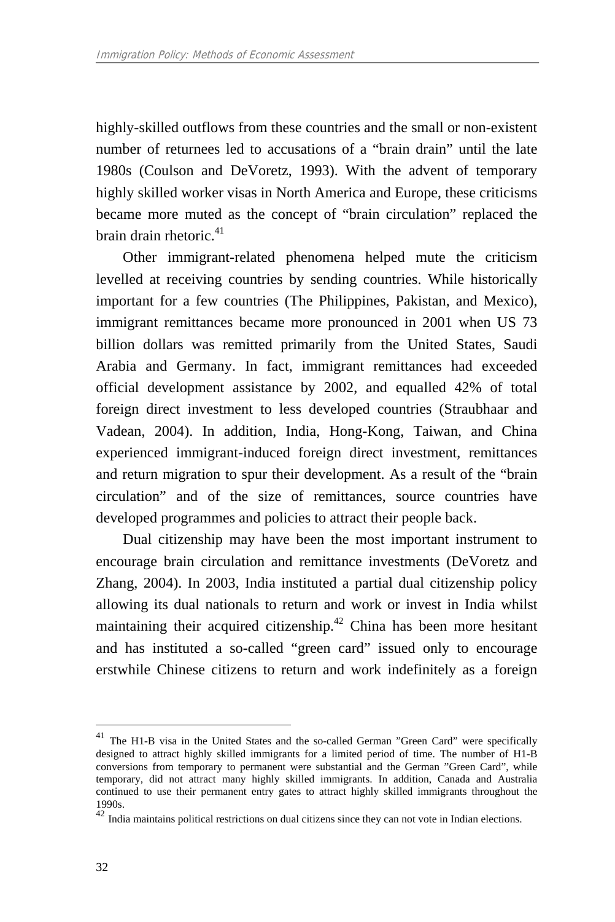highly-skilled outflows from these countries and the small or non-existent number of returnees led to accusations of a "brain drain" until the late 1980s (Coulson and DeVoretz, 1993). With the advent of temporary highly skilled worker visas in North America and Europe, these criticisms became more muted as the concept of "brain circulation" replaced the brain drain rhetoric.[41]

Other immigrant-related phenomena helped mute the criticism levelled at receiving countries by sending countries. While historically important for a few countries (The Philippines, Pakistan, and Mexico), immigrant remittances became more pronounced in 2001 when US 73 billion dollars was remitted primarily from the United States, Saudi Arabia and Germany. In fact, immigrant remittances had exceeded official development assistance by 2002, and equalled 42% of total foreign direct investment to less developed countries (Straubhaar and Vadean, 2004). In addition, India, Hong-Kong, Taiwan, and China experienced immigrant-induced foreign direct investment, remittances and return migration to spur their development. As a result of the "brain circulation" and of the size of remittances, source countries have developed programmes and policies to attract their people back.

Dual citizenship may have been the most important instrument to encourage brain circulation and remittance investments (DeVoretz and Zhang, 2004). In 2003, India instituted a partial dual citizenship policy allowing its dual nationals to return and work or invest in India whilst maintaining their acquired citizenship.[42] China has been more hesitant and has instituted a so-called "green card" issued only to encourage erstwhile Chinese citizens to return and work indefinitely as a foreign

---

[41] The H1-B visa in the United States and the so-called German "Green Card" were specifically designed to attract highly skilled immigrants for a limited period of time. The number of H1-B conversions from temporary to permanent were substantial and the German "Green Card", while temporary, did not attract many highly skilled immigrants. In addition, Canada and Australia continued to use their permanent entry gates to attract highly skilled immigrants throughout the 1990s.

[42] India maintains political restrictions on dual citizens since they can not vote in Indian elections.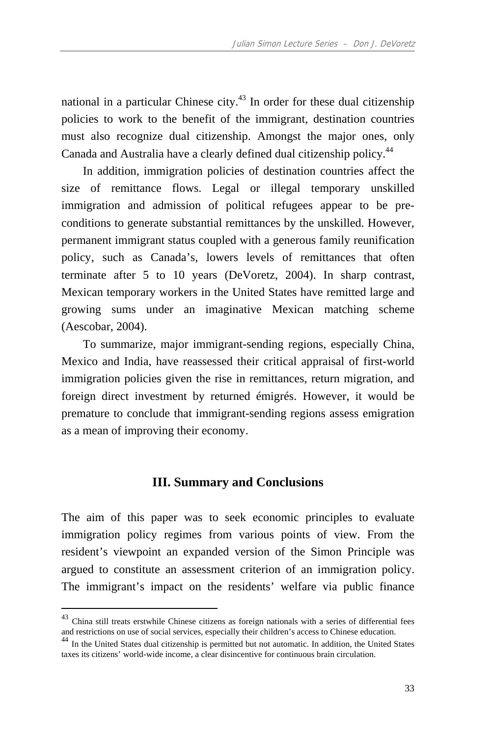national in a particular Chinese city.[43] In order for these dual citizenship policies to work to the benefit of the immigrant, destination countries must also recognize dual citizenship. Amongst the major ones, only Canada and Australia have a clearly defined dual citizenship policy.[44]

In addition, immigration policies of destination countries affect the size of remittance flows. Legal or illegal temporary unskilled immigration and admission of political refugees appear to be pre-conditions to generate substantial remittances by the unskilled. However, permanent immigrant status coupled with a generous family reunification policy, such as Canada's, lowers levels of remittances that often terminate after 5 to 10 years (DeVoretz, 2004). In sharp contrast, Mexican temporary workers in the United States have remitted large and growing sums under an imaginative Mexican matching scheme (Aescobar, 2004).

To summarize, major immigrant-sending regions, especially China, Mexico and India, have reassessed their critical appraisal of first-world immigration policies given the rise in remittances, return migration, and foreign direct investment by returned émigrés. However, it would be premature to conclude that immigrant-sending regions assess emigration as a mean of improving their economy.

## III. Summary and Conclusions

The aim of this paper was to seek economic principles to evaluate immigration policy regimes from various points of view. From the resident's viewpoint an expanded version of the Simon Principle was argued to constitute an assessment criterion of an immigration policy. The immigrant's impact on the residents' welfare via public finance

---

[43] China still treats erstwhile Chinese citizens as foreign nationals with a series of differential fees and restrictions on use of social services, especially their children's access to Chinese education.

[44] In the United States dual citizenship is permitted but not automatic. In addition, the United States taxes its citizens' world-wide income, a clear disincentive for continuous brain circulation.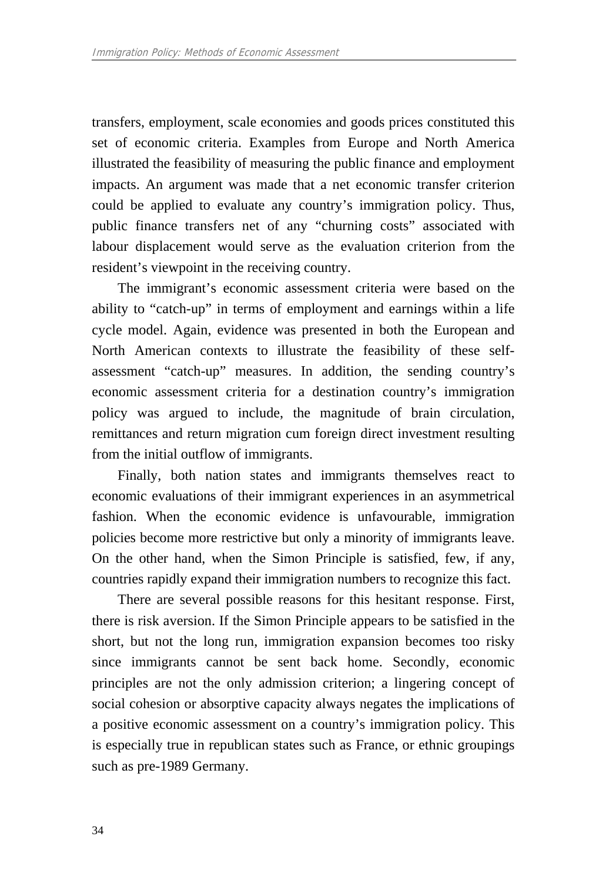transfers, employment, scale economies and goods prices constituted this set of economic criteria. Examples from Europe and North America illustrated the feasibility of measuring the public finance and employment impacts. An argument was made that a net economic transfer criterion could be applied to evaluate any country's immigration policy. Thus, public finance transfers net of any "churning costs" associated with labour displacement would serve as the evaluation criterion from the resident's viewpoint in the receiving country.

The immigrant's economic assessment criteria were based on the ability to "catch-up" in terms of employment and earnings within a life cycle model. Again, evidence was presented in both the European and North American contexts to illustrate the feasibility of these self-assessment "catch-up" measures. In addition, the sending country's economic assessment criteria for a destination country's immigration policy was argued to include, the magnitude of brain circulation, remittances and return migration cum foreign direct investment resulting from the initial outflow of immigrants.

Finally, both nation states and immigrants themselves react to economic evaluations of their immigrant experiences in an asymmetrical fashion. When the economic evidence is unfavourable, immigration policies become more restrictive but only a minority of immigrants leave. On the other hand, when the Simon Principle is satisfied, few, if any, countries rapidly expand their immigration numbers to recognize this fact.

There are several possible reasons for this hesitant response. First, there is risk aversion. If the Simon Principle appears to be satisfied in the short, but not the long run, immigration expansion becomes too risky since immigrants cannot be sent back home. Secondly, economic principles are not the only admission criterion; a lingering concept of social cohesion or absorptive capacity always negates the implications of a positive economic assessment on a country's immigration policy. This is especially true in republican states such as France, or ethnic groupings such as pre-1989 Germany.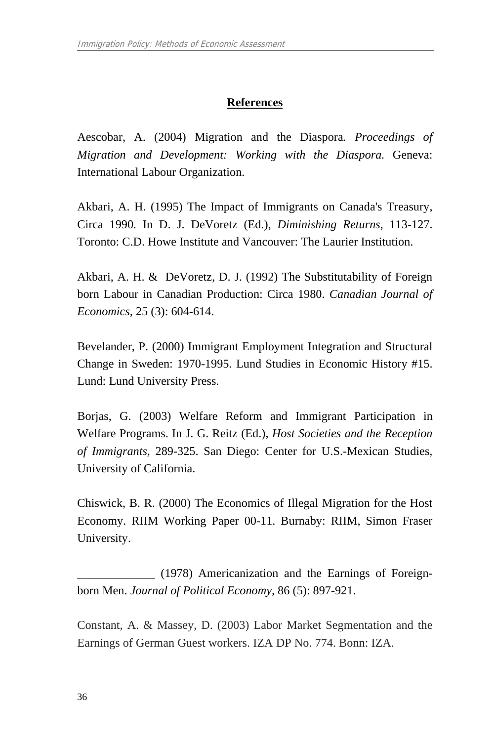**References**

Aescobar, A. (2004) Migration and the Diaspora. *Proceedings of Migration and Development: Working with the Diaspora.* Geneva: International Labour Organization.

Akbari, A. H. (1995) The Impact of Immigrants on Canada's Treasury, Circa 1990. In D. J. DeVoretz (Ed.), *Diminishing Returns*, 113-127. Toronto: C.D. Howe Institute and Vancouver: The Laurier Institution.

Akbari, A. H. & DeVoretz, D. J. (1992) The Substitutability of Foreign born Labour in Canadian Production: Circa 1980. *Canadian Journal of Economics*, 25 (3): 604-614.

Bevelander, P. (2000) Immigrant Employment Integration and Structural Change in Sweden: 1970-1995. Lund Studies in Economic History #15. Lund: Lund University Press.

Borjas, G. (2003) Welfare Reform and Immigrant Participation in Welfare Programs. In J. G. Reitz (Ed.), *Host Societies and the Reception of Immigrants*, 289-325. San Diego: Center for U.S.-Mexican Studies, University of California.

Chiswick, B. R. (2000) The Economics of Illegal Migration for the Host Economy. RIIM Working Paper 00-11. Burnaby: RIIM, Simon Fraser University.

_____________ (1978) Americanization and the Earnings of Foreign-born Men. *Journal of Political Economy,* 86 (5): 897-921.

Constant, A. & Massey, D. (2003) Labor Market Segmentation and the Earnings of German Guest workers. IZA DP No. 774. Bonn: IZA.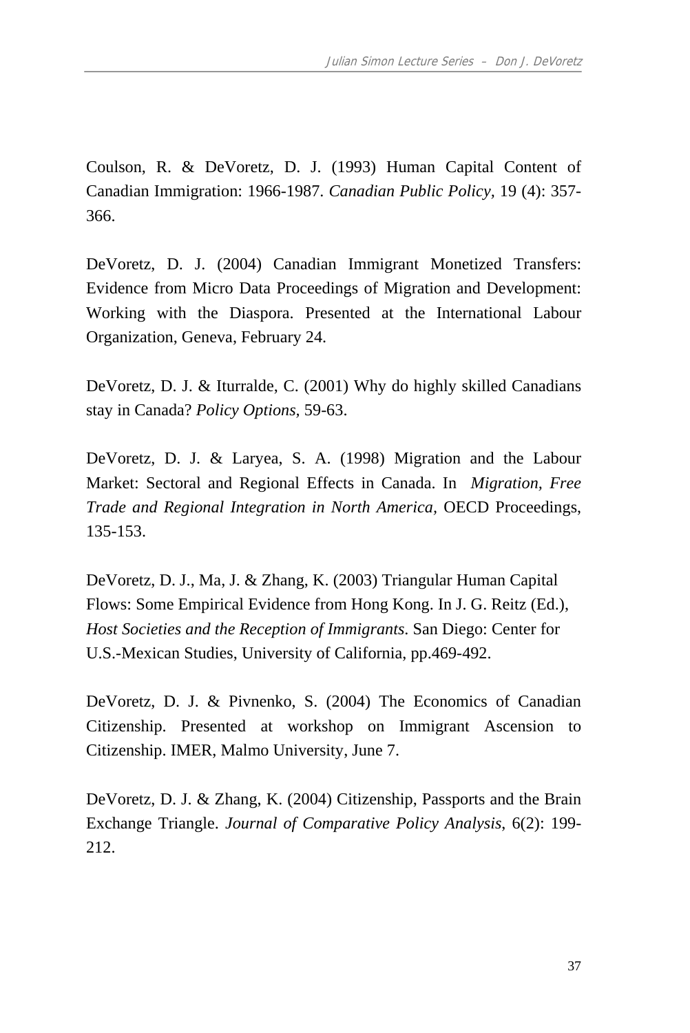Coulson, R. & DeVoretz, D. J. (1993) Human Capital Content of Canadian Immigration: 1966-1987. *Canadian Public Policy*, 19 (4): 357-366.

DeVoretz, D. J. (2004) Canadian Immigrant Monetized Transfers: Evidence from Micro Data Proceedings of Migration and Development: Working with the Diaspora. Presented at the International Labour Organization, Geneva, February 24.

DeVoretz, D. J. & Iturralde, C. (2001) Why do highly skilled Canadians stay in Canada? *Policy Options*, 59-63.

DeVoretz, D. J. & Laryea, S. A. (1998) Migration and the Labour Market: Sectoral and Regional Effects in Canada. In *Migration, Free Trade and Regional Integration in North America,* OECD Proceedings, 135-153.

DeVoretz, D. J., Ma, J. & Zhang, K. (2003) Triangular Human Capital Flows: Some Empirical Evidence from Hong Kong. In J. G. Reitz (Ed.), *Host Societies and the Reception of Immigrants.* San Diego: Center for U.S.-Mexican Studies, University of California, pp.469-492.

DeVoretz, D. J. & Pivnenko, S. (2004) The Economics of Canadian Citizenship. Presented at workshop on Immigrant Ascension to Citizenship. IMER, Malmo University, June 7.

DeVoretz, D. J. & Zhang, K. (2004) Citizenship, Passports and the Brain Exchange Triangle. *Journal of Comparative Policy Analysis*, 6(2): 199-212.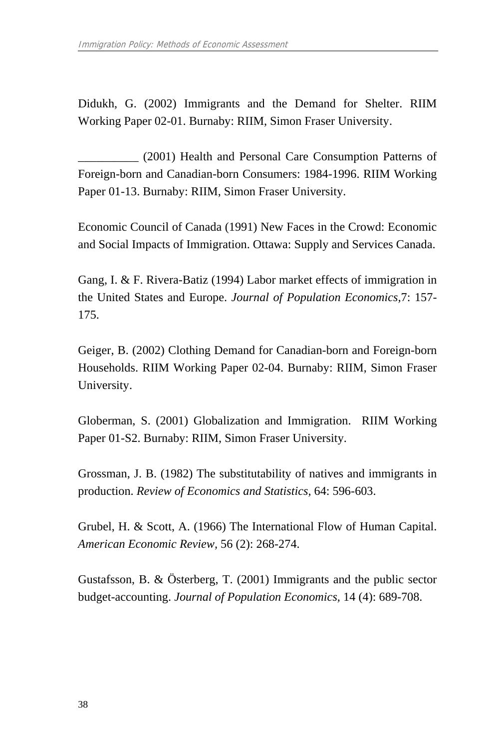Didukh, G. (2002) Immigrants and the Demand for Shelter. RIIM Working Paper 02-01. Burnaby: RIIM, Simon Fraser University.

__________ (2001) Health and Personal Care Consumption Patterns of Foreign-born and Canadian-born Consumers: 1984-1996. RIIM Working Paper 01-13. Burnaby: RIIM, Simon Fraser University.

Economic Council of Canada (1991) New Faces in the Crowd: Economic and Social Impacts of Immigration. Ottawa: Supply and Services Canada.

Gang, I. & F. Rivera-Batiz (1994) Labor market effects of immigration in the United States and Europe. *Journal of Population Economics*,7: 157-175.

Geiger, B. (2002) Clothing Demand for Canadian-born and Foreign-born Households. RIIM Working Paper 02-04. Burnaby: RIIM, Simon Fraser University.

Globerman, S. (2001) Globalization and Immigration. RIIM Working Paper 01-S2. Burnaby: RIIM, Simon Fraser University.

Grossman, J. B. (1982) The substitutability of natives and immigrants in production. *Review of Economics and Statistics*, 64: 596-603.

Grubel, H. & Scott, A. (1966) The International Flow of Human Capital. *American Economic Review*, 56 (2): 268-274.

Gustafsson, B. & Österberg, T. (2001) Immigrants and the public sector budget-accounting. *Journal of Population Economics,* 14 (4): 689-708.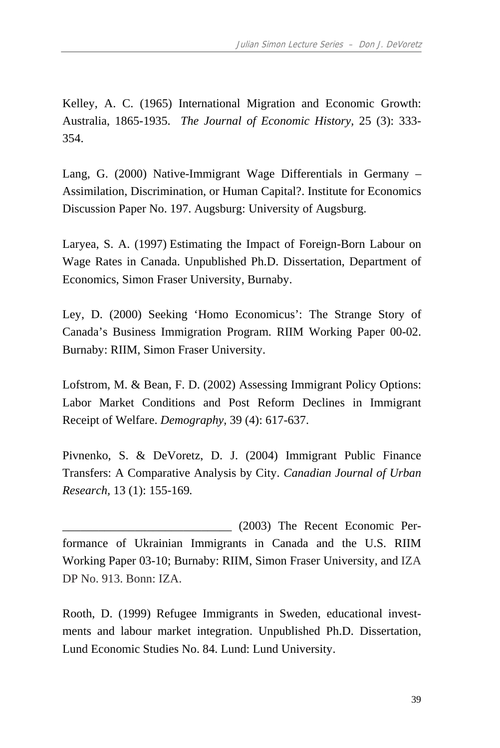Kelley, A. C. (1965) International Migration and Economic Growth: Australia, 1865-1935. *The Journal of Economic History*, 25 (3): 333-354.

Lang, G. (2000) Native-Immigrant Wage Differentials in Germany – Assimilation, Discrimination, or Human Capital?. Institute for Economics Discussion Paper No. 197. Augsburg: University of Augsburg.

Laryea, S. A. (1997) Estimating the Impact of Foreign-Born Labour on Wage Rates in Canada. Unpublished Ph.D. Dissertation, Department of Economics, Simon Fraser University, Burnaby.

Ley, D. (2000) Seeking 'Homo Economicus': The Strange Story of Canada's Business Immigration Program. RIIM Working Paper 00-02. Burnaby: RIIM, Simon Fraser University.

Lofstrom, M. & Bean, F. D. (2002) Assessing Immigrant Policy Options: Labor Market Conditions and Post Reform Declines in Immigrant Receipt of Welfare. *Demography*, 39 (4): 617-637.

Pivnenko, S. & DeVoretz, D. J. (2004) Immigrant Public Finance Transfers: A Comparative Analysis by City. *Canadian Journal of Urban Research,* 13 (1): 155-169*.*

____________________________ (2003) The Recent Economic Performance of Ukrainian Immigrants in Canada and the U.S. RIIM Working Paper 03-10; Burnaby: RIIM, Simon Fraser University, and IZA DP No. 913. Bonn: IZA.

Rooth, D. (1999) Refugee Immigrants in Sweden, educational investments and labour market integration. Unpublished Ph.D. Dissertation, Lund Economic Studies No. 84. Lund: Lund University.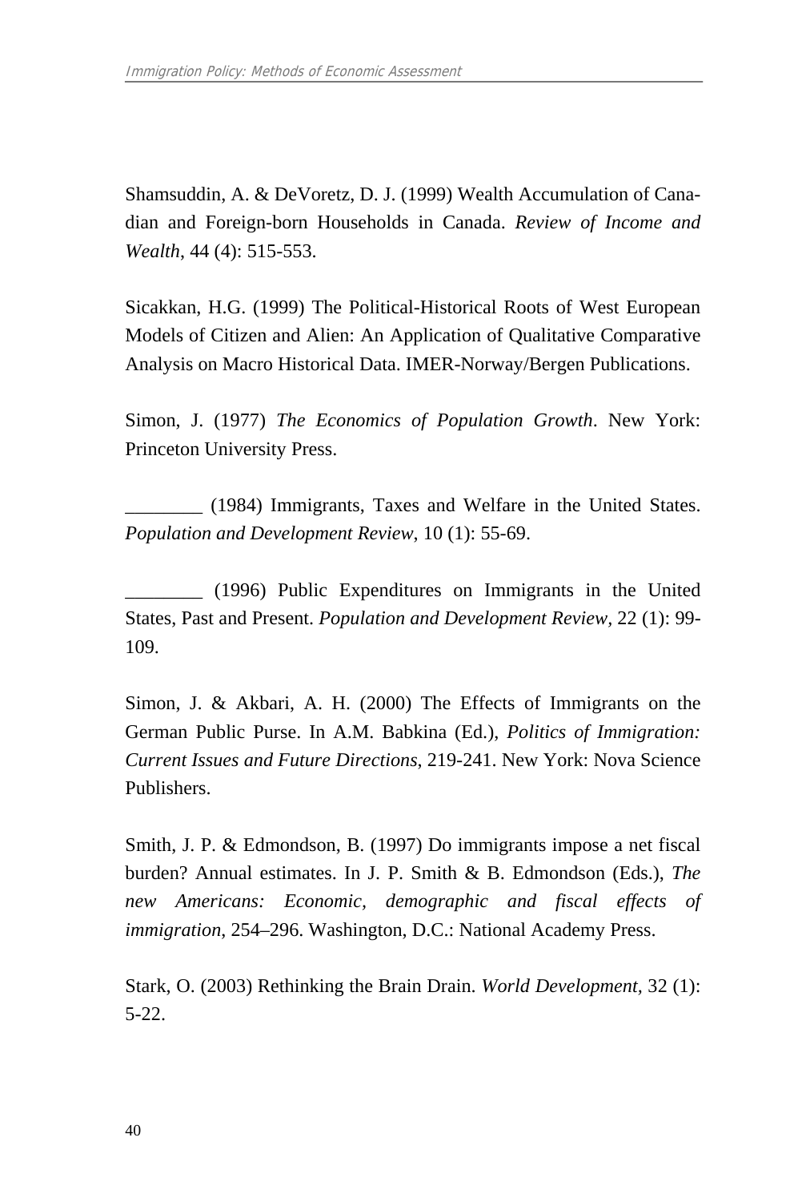Shamsuddin, A. & DeVoretz, D. J. (1999) Wealth Accumulation of Canadian and Foreign-born Households in Canada. *Review of Income and Wealth*, 44 (4): 515-553.

Sicakkan, H.G. (1999) The Political-Historical Roots of West European Models of Citizen and Alien: An Application of Qualitative Comparative Analysis on Macro Historical Data. IMER-Norway/Bergen Publications.

Simon, J. (1977) *The Economics of Population Growth*. New York: Princeton University Press.

________ (1984) Immigrants, Taxes and Welfare in the United States. *Population and Development Review*, 10 (1): 55-69.

________ (1996) Public Expenditures on Immigrants in the United States, Past and Present. *Population and Development Review*, 22 (1): 99-109.

Simon, J. & Akbari, A. H. (2000) The Effects of Immigrants on the German Public Purse. In A.M. Babkina (Ed.), *Politics of Immigration: Current Issues and Future Directions*, 219-241. New York: Nova Science Publishers.

Smith, J. P. & Edmondson, B. (1997) Do immigrants impose a net fiscal burden? Annual estimates. In J. P. Smith & B. Edmondson (Eds.), *The new Americans: Economic, demographic and fiscal effects of immigration*, 254–296. Washington, D.C.: National Academy Press.

Stark, O. (2003) Rethinking the Brain Drain. *World Development*, 32 (1): 5-22.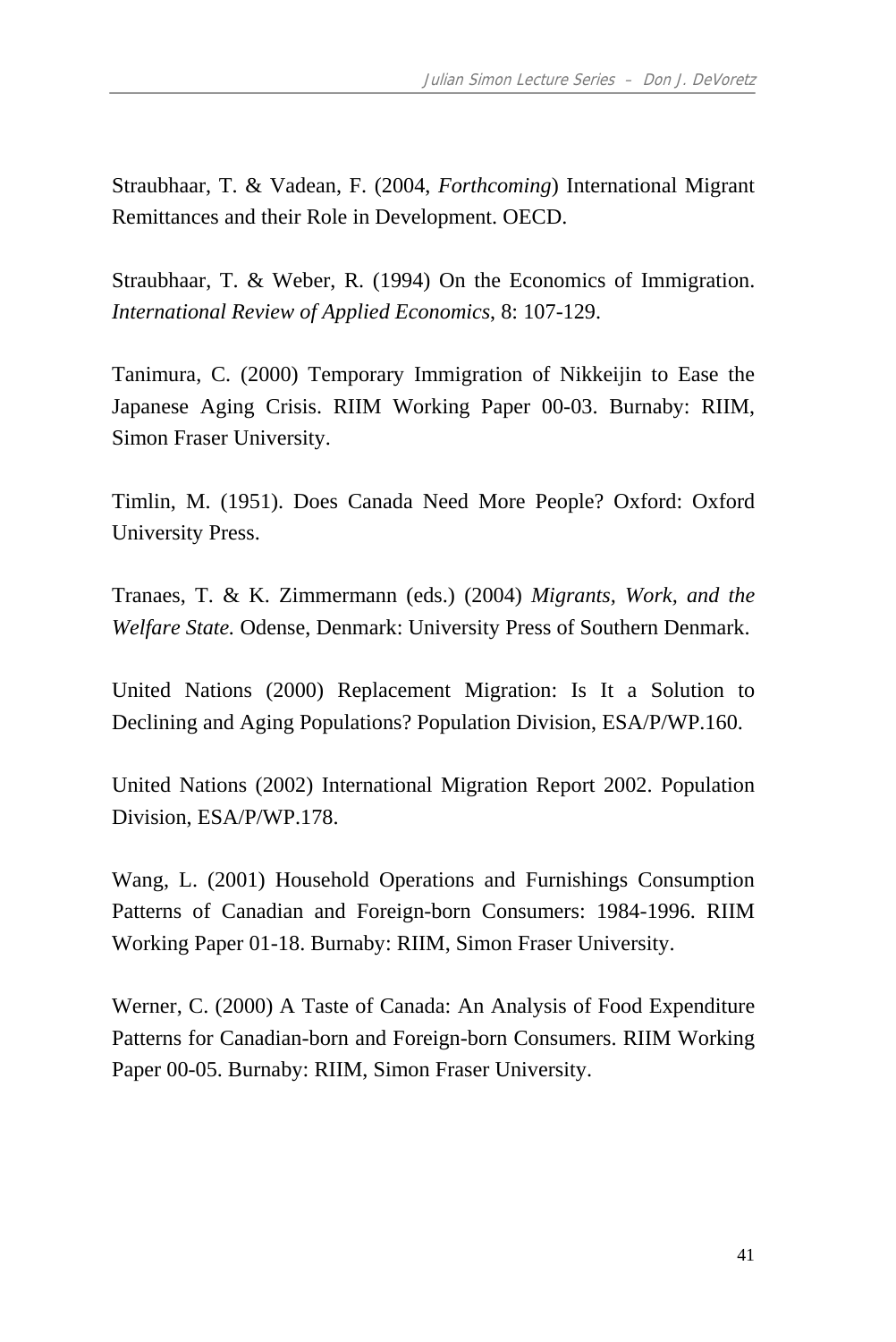Straubhaar, T. & Vadean, F. (2004, *Forthcoming*) International Migrant Remittances and their Role in Development. OECD.

Straubhaar, T. & Weber, R. (1994) On the Economics of Immigration. *International Review of Applied Economics*, 8: 107-129.

Tanimura, C. (2000) Temporary Immigration of Nikkeijin to Ease the Japanese Aging Crisis. RIIM Working Paper 00-03. Burnaby: RIIM, Simon Fraser University.

Timlin, M. (1951). Does Canada Need More People? Oxford: Oxford University Press.

Tranaes, T. & K. Zimmermann (eds.) (2004) *Migrants, Work, and the Welfare State.* Odense, Denmark: University Press of Southern Denmark.

United Nations (2000) Replacement Migration: Is It a Solution to Declining and Aging Populations? Population Division, ESA/P/WP.160.

United Nations (2002) International Migration Report 2002. Population Division, ESA/P/WP.178.

Wang, L. (2001) Household Operations and Furnishings Consumption Patterns of Canadian and Foreign-born Consumers: 1984-1996. RIIM Working Paper 01-18. Burnaby: RIIM, Simon Fraser University.

Werner, C. (2000) A Taste of Canada: An Analysis of Food Expenditure Patterns for Canadian-born and Foreign-born Consumers. RIIM Working Paper 00-05. Burnaby: RIIM, Simon Fraser University.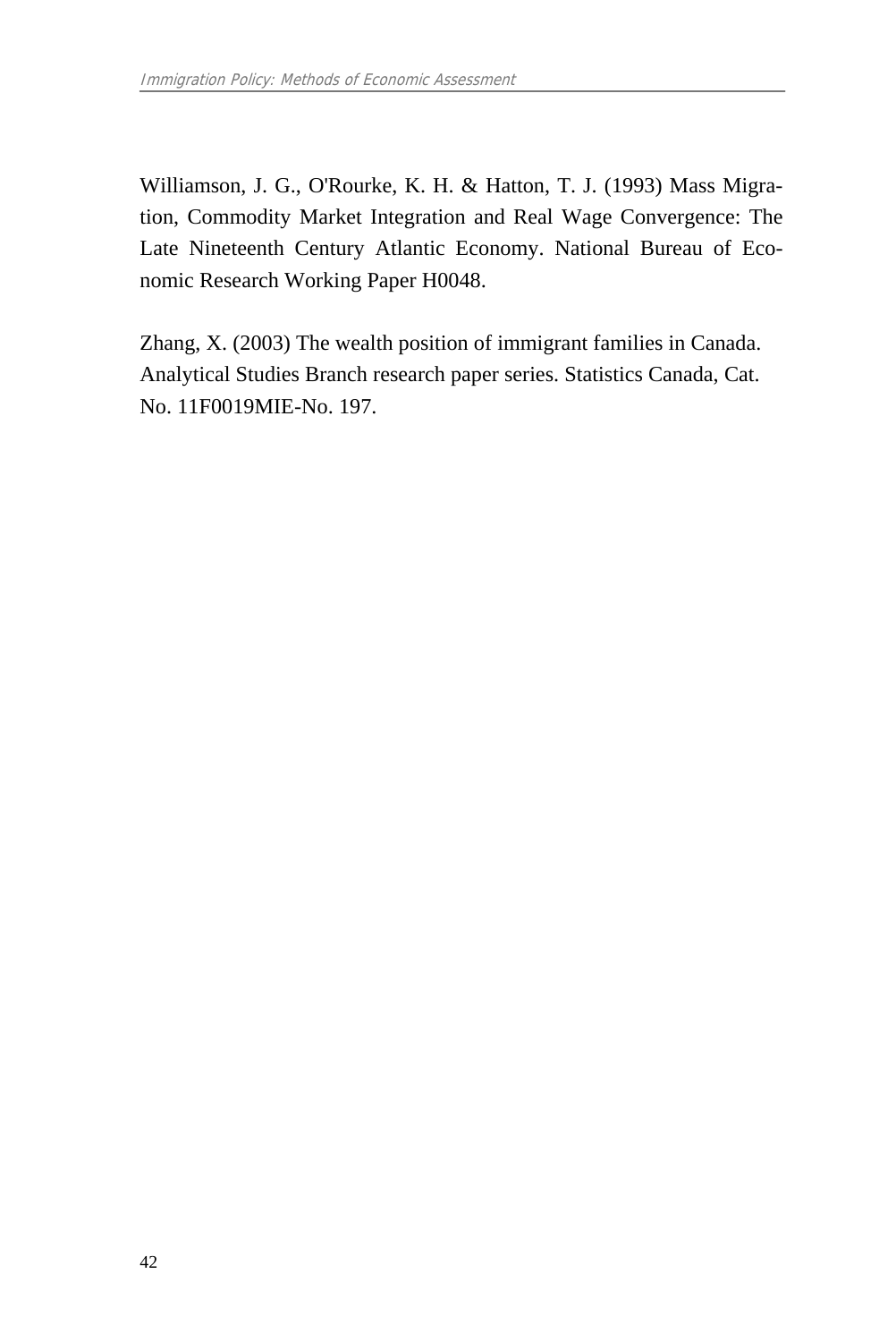Williamson, J. G., O'Rourke, K. H. & Hatton, T. J. (1993) Mass Migration, Commodity Market Integration and Real Wage Convergence: The Late Nineteenth Century Atlantic Economy. National Bureau of Economic Research Working Paper H0048.

Zhang, X. (2003) The wealth position of immigrant families in Canada. Analytical Studies Branch research paper series. Statistics Canada, Cat. No. 11F0019MIE-No. 197.